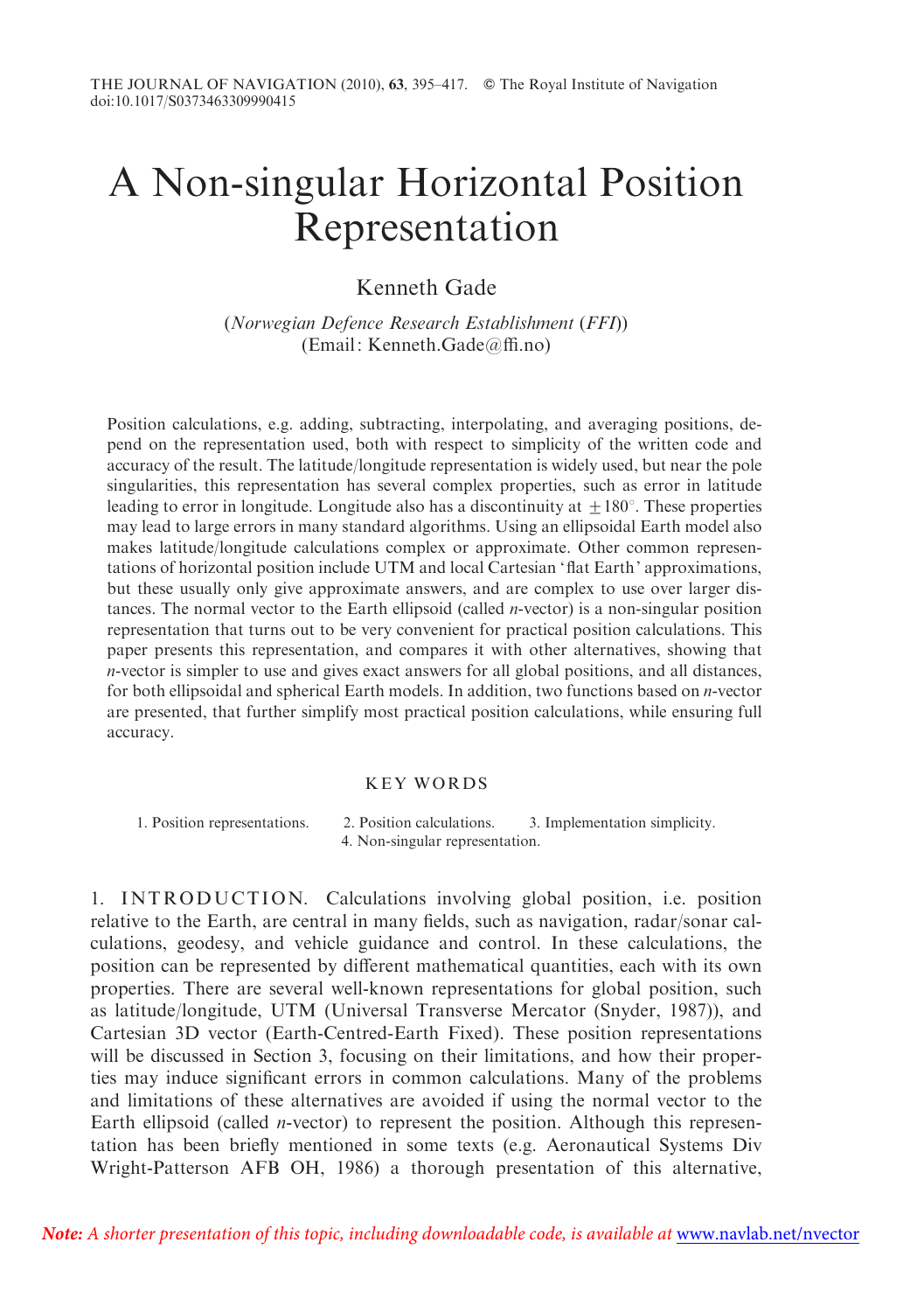# A Non-singular Horizontal Position Representation

Kenneth Gade

(*Norwegian Defence Research Establishment (FFI)*)
(Email: Kenneth.Gade@ffi.no)

Position calculations, e.g. adding, subtracting, interpolating, and averaging positions, depend on the representation used, both with respect to simplicity of the written code and accuracy of the result. The latitude/longitude representation is widely used, but near the pole singularities, this representation has several complex properties, such as error in latitude leading to error in longitude. Longitude also has a discontinuity at $\pm 180^{\circ}$. These properties may lead to large errors in many standard algorithms. Using an ellipsoidal Earth model also makes latitude/longitude calculations complex or approximate. Other common representations of horizontal position include UTM and local Cartesian 'flat Earth' approximations, but these usually only give approximate answers, and are complex to use over larger distances. The normal vector to the Earth ellipsoid (called *n*-vector) is a non-singular position representation that turns out to be very convenient for practical position calculations. This paper presents this representation, and compares it with other alternatives, showing that *n*-vector is simpler to use and gives exact answers for all global positions, and all distances, for both ellipsoidal and spherical Earth models. In addition, two functions based on *n*-vector are presented, that further simplify most practical position calculations, while ensuring full accuracy.

## KEY WORDS

1. Position representations. 2. Position calculations. 3. Implementation simplicity. 4. Non-singular representation.

## 1. INTRODUCTION.

Calculations involving global position, i.e. position relative to the Earth, are central in many fields, such as navigation, radar/sonar calculations, geodesy, and vehicle guidance and control. In these calculations, the position can be represented by different mathematical quantities, each with its own properties. There are several well-known representations for global position, such as latitude/longitude, UTM (Universal Transverse Mercator (Snyder, 1987)), and Cartesian 3D vector (Earth-Centred-Earth Fixed). These position representations will be discussed in Section 3, focusing on their limitations, and how their properties may induce significant errors in common calculations. Many of the problems and limitations of these alternatives are avoided if using the normal vector to the Earth ellipsoid (called *n*-vector) to represent the position. Although this representation has been briefly mentioned in some texts (e.g. Aeronautical Systems Div Wright-Patterson AFB OH, 1986) a thorough presentation of this alternative,

*Note: A shorter presentation of this topic, including downloadable code, is available at* www.navlab.net/nvector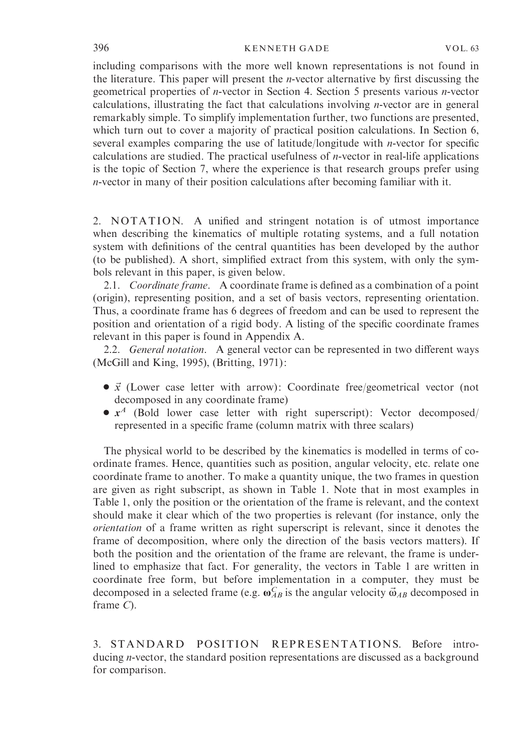including comparisons with the more well known representations is not found in the literature. This paper will present the *n*-vector alternative by first discussing the geometrical properties of *n*-vector in Section 4. Section 5 presents various *n*-vector calculations, illustrating the fact that calculations involving *n*-vector are in general remarkably simple. To simplify implementation further, two functions are presented, which turn out to cover a majority of practical position calculations. In Section 6, several examples comparing the use of latitude/longitude with *n*-vector for specific calculations are studied. The practical usefulness of *n*-vector in real-life applications is the topic of Section 7, where the experience is that research groups prefer using *n*-vector in many of their position calculations after becoming familiar with it.

## 2. NOTATION.

A unified and stringent notation is of utmost importance when describing the kinematics of multiple rotating systems, and a full notation system with definitions of the central quantities has been developed by the author (to be published). A short, simplified extract from this system, with only the symbols relevant in this paper, is given below.

2.1. *Coordinate frame*. A coordinate frame is defined as a combination of a point (origin), representing position, and a set of basis vectors, representing orientation. Thus, a coordinate frame has 6 degrees of freedom and can be used to represent the position and orientation of a rigid body. A listing of the specific coordinate frames relevant in this paper is found in Appendix A.

2.2. *General notation*. A general vector can be represented in two different ways (McGill and King, 1995), (Britting, 1971):

- $\vec{x}$ (Lower case letter with arrow): Coordinate free/geometrical vector (not decomposed in any coordinate frame)
- $\boldsymbol{x}^A$ (Bold lower case letter with right superscript): Vector decomposed/represented in a specific frame (column matrix with three scalars)

The physical world to be described by the kinematics is modelled in terms of coordinate frames. Hence, quantities such as position, angular velocity, etc. relate one coordinate frame to another. To make a quantity unique, the two frames in question are given as right subscript, as shown in Table 1. Note that in most examples in Table 1, only the position or the orientation of the frame is relevant, and the context should make it clear which of the two properties is relevant (for instance, only the *orientation* of a frame written as right superscript is relevant, since it denotes the frame of decomposition, where only the direction of the basis vectors matters). If both the position and the orientation of the frame are relevant, the frame is underlined to emphasize that fact. For generality, the vectors in Table 1 are written in coordinate free form, but before implementation in a computer, they must be decomposed in a selected frame (e.g. $\boldsymbol{\omega}_{AB}^C$ is the angular velocity $\vec{\omega}_{AB}$ decomposed in frame $C$).

## 3. STANDARD POSITION REPRESENTATIONS.

Before introducing *n*-vector, the standard position representations are discussed as a background for comparison.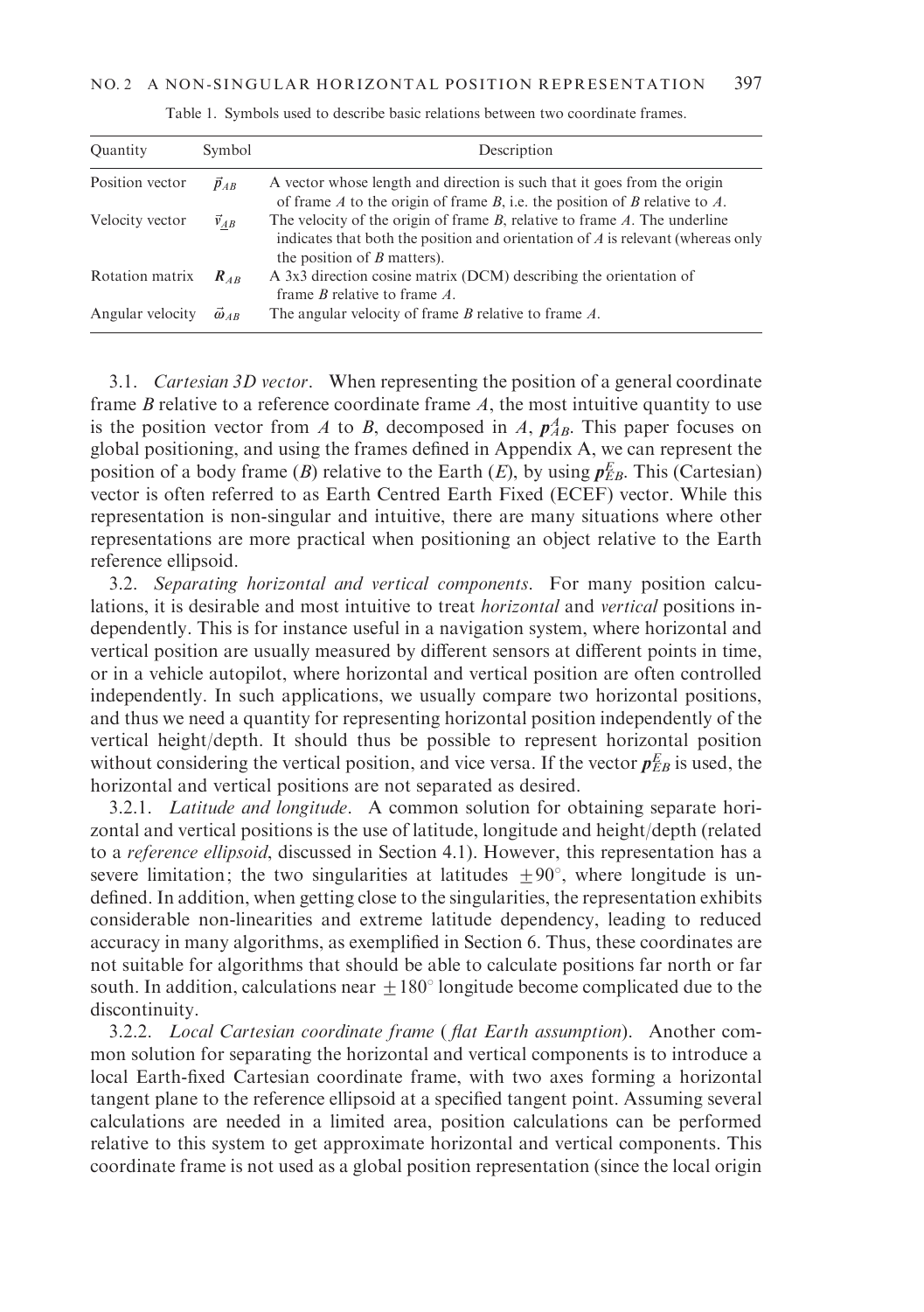Table 1. Symbols used to describe basic relations between two coordinate frames.

| Quantity | Symbol | Description |
| --- | --- | --- |
| Position vector | $\vec{p}_{AB}$ | A vector whose length and direction is such that it goes from the origin of frame *A* to the origin of frame *B*, i.e. the position of *B* relative to *A*. |
| Velocity vector | $\vec{v}_{\underline{A}B}$ | The velocity of the origin of frame *B*, relative to frame *A*. The underline indicates that both the position and orientation of *A* is relevant (whereas only the position of *B* matters). |
| Rotation matrix | $\boldsymbol{R}_{AB}$ | A 3x3 direction cosine matrix (DCM) describing the orientation of frame *B* relative to frame *A*. |
| Angular velocity | $\vec{\omega}_{AB}$ | The angular velocity of frame *B* relative to frame *A*. |

3.1. *Cartesian 3D vector*. When representing the position of a general coordinate frame *B* relative to a reference coordinate frame *A*, the most intuitive quantity to use is the position vector from *A* to *B*, decomposed in *A*, $\boldsymbol{p}^A_{AB}$. This paper focuses on global positioning, and using the frames defined in Appendix A, we can represent the position of a body frame (*B*) relative to the Earth (*E*), by using $\boldsymbol{p}^E_{EB}$. This (Cartesian) vector is often referred to as Earth Centred Earth Fixed (ECEF) vector. While this representation is non-singular and intuitive, there are many situations where other representations are more practical when positioning an object relative to the Earth reference ellipsoid.

3.2. *Separating horizontal and vertical components*. For many position calculations, it is desirable and most intuitive to treat *horizontal* and *vertical* positions independently. This is for instance useful in a navigation system, where horizontal and vertical position are usually measured by different sensors at different points in time, or in a vehicle autopilot, where horizontal and vertical position are often controlled independently. In such applications, we usually compare two horizontal positions, and thus we need a quantity for representing horizontal position independently of the vertical height/depth. It should thus be possible to represent horizontal position without considering the vertical position, and vice versa. If the vector $\boldsymbol{p}^E_{EB}$ is used, the horizontal and vertical positions are not separated as desired.

3.2.1. *Latitude and longitude*. A common solution for obtaining separate horizontal and vertical positions is the use of latitude, longitude and height/depth (related to a *reference ellipsoid*, discussed in Section 4.1). However, this representation has a severe limitation; the two singularities at latitudes $\pm 90^\circ$, where longitude is undefined. In addition, when getting close to the singularities, the representation exhibits considerable non-linearities and extreme latitude dependency, leading to reduced accuracy in many algorithms, as exemplified in Section 6. Thus, these coordinates are not suitable for algorithms that should be able to calculate positions far north or far south. In addition, calculations near $\pm 180^\circ$ longitude become complicated due to the discontinuity.

3.2.2. *Local Cartesian coordinate frame* (*flat Earth assumption*). Another common solution for separating the horizontal and vertical components is to introduce a local Earth-fixed Cartesian coordinate frame, with two axes forming a horizontal tangent plane to the reference ellipsoid at a specified tangent point. Assuming several calculations are needed in a limited area, position calculations can be performed relative to this system to get approximate horizontal and vertical components. This coordinate frame is not used as a global position representation (since the local origin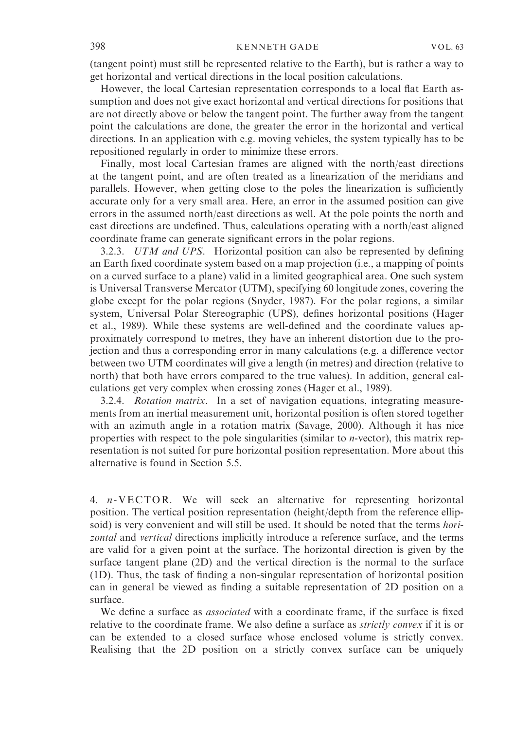(tangent point) must still be represented relative to the Earth), but is rather a way to get horizontal and vertical directions in the local position calculations.

However, the local Cartesian representation corresponds to a local flat Earth assumption and does not give exact horizontal and vertical directions for positions that are not directly above or below the tangent point. The further away from the tangent point the calculations are done, the greater the error in the horizontal and vertical directions. In an application with e.g. moving vehicles, the system typically has to be repositioned regularly in order to minimize these errors.

Finally, most local Cartesian frames are aligned with the north/east directions at the tangent point, and are often treated as a linearization of the meridians and parallels. However, when getting close to the poles the linearization is sufficiently accurate only for a very small area. Here, an error in the assumed position can give errors in the assumed north/east directions as well. At the pole points the north and east directions are undefined. Thus, calculations operating with a north/east aligned coordinate frame can generate significant errors in the polar regions.

### 3.2.3. *UTM and UPS*.

Horizontal position can also be represented by defining an Earth fixed coordinate system based on a map projection (i.e., a mapping of points on a curved surface to a plane) valid in a limited geographical area. One such system is Universal Transverse Mercator (UTM), specifying 60 longitude zones, covering the globe except for the polar regions (Snyder, 1987). For the polar regions, a similar system, Universal Polar Stereographic (UPS), defines horizontal positions (Hager et al., 1989). While these systems are well-defined and the coordinate values approximately correspond to metres, they have an inherent distortion due to the projection and thus a corresponding error in many calculations (e.g. a difference vector between two UTM coordinates will give a length (in metres) and direction (relative to north) that both have errors compared to the true values). In addition, general calculations get very complex when crossing zones (Hager et al., 1989).

### 3.2.4. *Rotation matrix*.

In a set of navigation equations, integrating measurements from an inertial measurement unit, horizontal position is often stored together with an azimuth angle in a rotation matrix (Savage, 2000). Although it has nice properties with respect to the pole singularities (similar to *n*-vector), this matrix representation is not suited for pure horizontal position representation. More about this alternative is found in Section 5.5.

## 4. *n*-VECTOR.

We will seek an alternative for representing horizontal position. The vertical position representation (height/depth from the reference ellipsoid) is very convenient and will still be used. It should be noted that the terms *horizontal* and *vertical* directions implicitly introduce a reference surface, and the terms are valid for a given point at the surface. The horizontal direction is given by the surface tangent plane (2D) and the vertical direction is the normal to the surface (1D). Thus, the task of finding a non-singular representation of horizontal position can in general be viewed as finding a suitable representation of 2D position on a surface.

We define a surface as *associated* with a coordinate frame, if the surface is fixed relative to the coordinate frame. We also define a surface as *strictly convex* if it is or can be extended to a closed surface whose enclosed volume is strictly convex. Realising that the 2D position on a strictly convex surface can be uniquely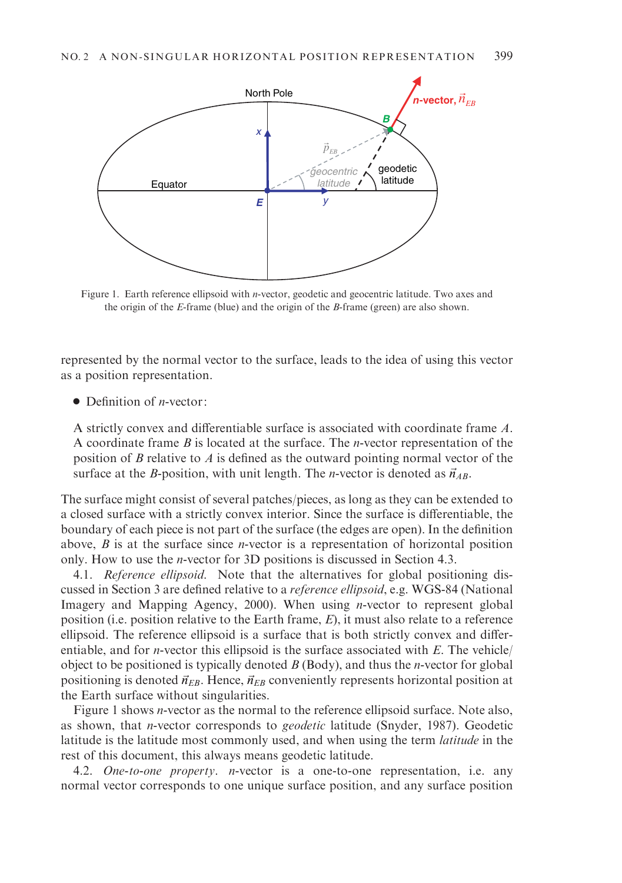Figure 1. Earth reference ellipsoid with *n*-vector, geodetic and geocentric latitude. Two axes and the origin of the *E*-frame (blue) and the origin of the *B*-frame (green) are also shown.

represented by the normal vector to the surface, leads to the idea of using this vector as a position representation.

- Definition of *n*-vector:

  A strictly convex and differentiable surface is associated with coordinate frame $A$. A coordinate frame $B$ is located at the surface. The *n*-vector representation of the position of $B$ relative to $A$ is defined as the outward pointing normal vector of the surface at the $B$-position, with unit length. The *n*-vector is denoted as $\vec{n}_{AB}$.

The surface might consist of several patches/pieces, as long as they can be extended to a closed surface with a strictly convex interior. Since the surface is differentiable, the boundary of each piece is not part of the surface (the edges are open). In the definition above, $B$ is at the surface since *n*-vector is a representation of horizontal position only. How to use the *n*-vector for 3D positions is discussed in Section 4.3.

4.1. *Reference ellipsoid.* Note that the alternatives for global positioning discussed in Section 3 are defined relative to a *reference ellipsoid*, e.g. WGS-84 (National Imagery and Mapping Agency, 2000). When using *n*-vector to represent global position (i.e. position relative to the Earth frame, $E$), it must also relate to a reference ellipsoid. The reference ellipsoid is a surface that is both strictly convex and differentiable, and for *n*-vector this ellipsoid is the surface associated with $E$. The vehicle/object to be positioned is typically denoted $B$ (Body), and thus the *n*-vector for global positioning is denoted $\vec{n}_{EB}$. Hence, $\vec{n}_{EB}$ conveniently represents horizontal position at the Earth surface without singularities.

Figure 1 shows *n*-vector as the normal to the reference ellipsoid surface. Note also, as shown, that *n*-vector corresponds to *geodetic* latitude (Snyder, 1987). Geodetic latitude is the latitude most commonly used, and when using the term *latitude* in the rest of this document, this always means geodetic latitude.

4.2. *One-to-one property*. *n*-vector is a one-to-one representation, i.e. any normal vector corresponds to one unique surface position, and any surface position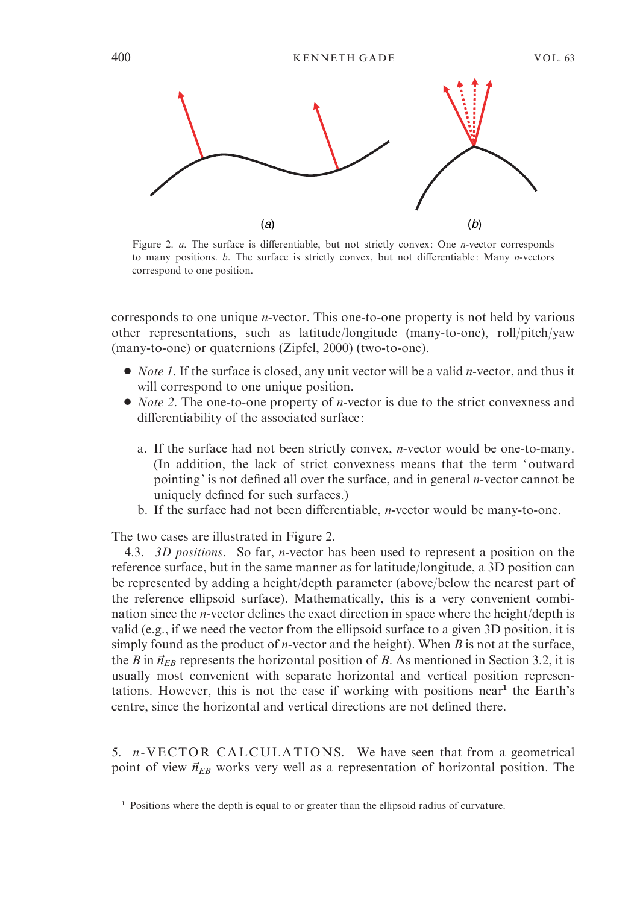(*a*) (*b*)

Figure 2. *a*. The surface is differentiable, but not strictly convex: One *n*-vector corresponds to many positions. *b*. The surface is strictly convex, but not differentiable: Many *n*-vectors correspond to one position.

corresponds to one unique *n*-vector. This one-to-one property is not held by various other representations, such as latitude/longitude (many-to-one), roll/pitch/yaw (many-to-one) or quaternions (Zipfel, 2000) (two-to-one).

- *Note 1*. If the surface is closed, any unit vector will be a valid *n*-vector, and thus it will correspond to one unique position.
- *Note 2*. The one-to-one property of *n*-vector is due to the strict convexness and differentiability of the associated surface:

  a. If the surface had not been strictly convex, *n*-vector would be one-to-many. (In addition, the lack of strict convexness means that the term 'outward pointing' is not defined all over the surface, and in general *n*-vector cannot be uniquely defined for such surfaces.)
  b. If the surface had not been differentiable, *n*-vector would be many-to-one.

The two cases are illustrated in Figure 2.

4.3. *3D positions.* So far, *n*-vector has been used to represent a position on the reference surface, but in the same manner as for latitude/longitude, a 3D position can be represented by adding a height/depth parameter (above/below the nearest part of the reference ellipsoid surface). Mathematically, this is a very convenient combination since the *n*-vector defines the exact direction in space where the height/depth is valid (e.g., if we need the vector from the ellipsoid surface to a given 3D position, it is simply found as the product of *n*-vector and the height). When *B* is not at the surface, the *B* in $\vec{n}_{EB}$ represents the horizontal position of *B*. As mentioned in Section 3.2, it is usually most convenient with separate horizontal and vertical position representations. However, this is not the case if working with positions near[1] the Earth's centre, since the horizontal and vertical directions are not defined there.

## 5. *n*-VECTOR CALCULATIONS.

We have seen that from a geometrical point of view $\vec{n}_{EB}$ works very well as a representation of horizontal position. The

[1] Positions where the depth is equal to or greater than the ellipsoid radius of curvature.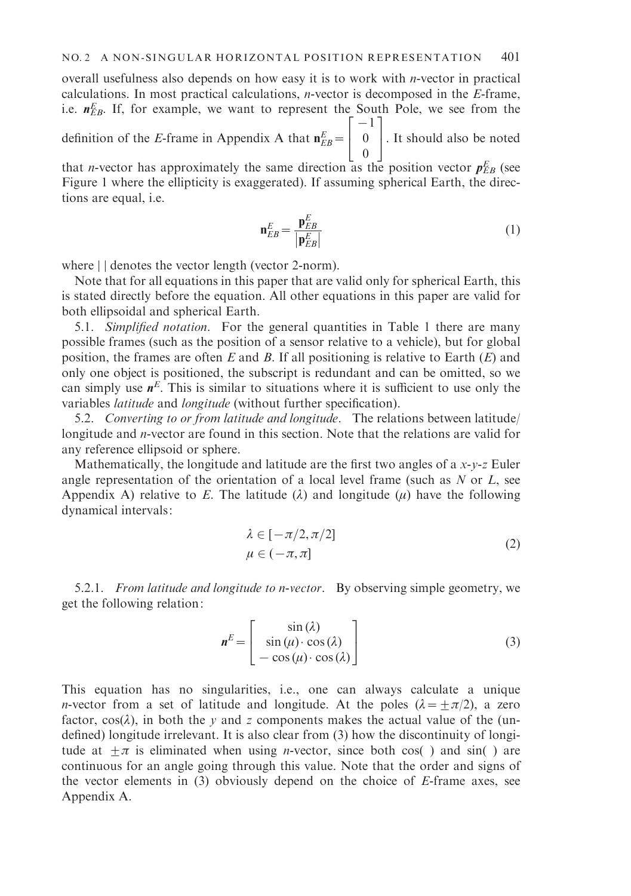overall usefulness also depends on how easy it is to work with *n*-vector in practical calculations. In most practical calculations, *n*-vector is decomposed in the *E*-frame, i.e. $\mathbf{n}_{EB}^{E}$. If, for example, we want to represent the South Pole, we see from the definition of the *E*-frame in Appendix A that $\mathbf{n}_{EB}^{E} = \begin{bmatrix} -1 \\ 0 \\ 0 \end{bmatrix}$. It should also be noted that *n*-vector has approximately the same direction as the position vector $\mathbf{p}_{EB}^{E}$ (see Figure 1 where the ellipticity is exaggerated). If assuming spherical Earth, the directions are equal, i.e.

$$\mathbf{n}_{EB}^{E} = \frac{\mathbf{p}_{EB}^{E}}{\left|\mathbf{p}_{EB}^{E}\right|} \tag{1}$$

where | | denotes the vector length (vector 2-norm).

Note that for all equations in this paper that are valid only for spherical Earth, this is stated directly before the equation. All other equations in this paper are valid for both ellipsoidal and spherical Earth.

5.1. *Simplified notation*. For the general quantities in Table 1 there are many possible frames (such as the position of a sensor relative to a vehicle), but for global position, the frames are often *E* and *B*. If all positioning is relative to Earth (*E*) and only one object is positioned, the subscript is redundant and can be omitted, so we can simply use $\mathbf{n}^{E}$. This is similar to situations where it is sufficient to use only the variables *latitude* and *longitude* (without further specification).

5.2. *Converting to or from latitude and longitude*. The relations between latitude/longitude and *n*-vector are found in this section. Note that the relations are valid for any reference ellipsoid or sphere.

Mathematically, the longitude and latitude are the first two angles of a *x-y-z* Euler angle representation of the orientation of a local level frame (such as *N* or *L*, see Appendix A) relative to *E*. The latitude ($\lambda$) and longitude ($\mu$) have the following dynamical intervals:

$$\begin{aligned} &\lambda \in [-\pi/2, \pi/2] \\ &\mu \in (-\pi, \pi] \end{aligned} \tag{2}$$

5.2.1. *From latitude and longitude to n-vector*. By observing simple geometry, we get the following relation:

$$\mathbf{n}^{E} = \begin{bmatrix} \sin(\lambda) \\ \sin(\mu) \cdot \cos(\lambda) \\ -\cos(\mu) \cdot \cos(\lambda) \end{bmatrix} \tag{3}$$

This equation has no singularities, i.e., one can always calculate a unique *n*-vector from a set of latitude and longitude. At the poles ($\lambda = \pm\pi/2$), a zero factor, $\cos(\lambda)$, in both the *y* and *z* components makes the actual value of the (undefined) longitude irrelevant. It is also clear from (3) how the discontinuity of longitude at $\pm\pi$ is eliminated when using *n*-vector, since both cos( ) and sin( ) are continuous for an angle going through this value. Note that the order and signs of the vector elements in (3) obviously depend on the choice of *E*-frame axes, see Appendix A.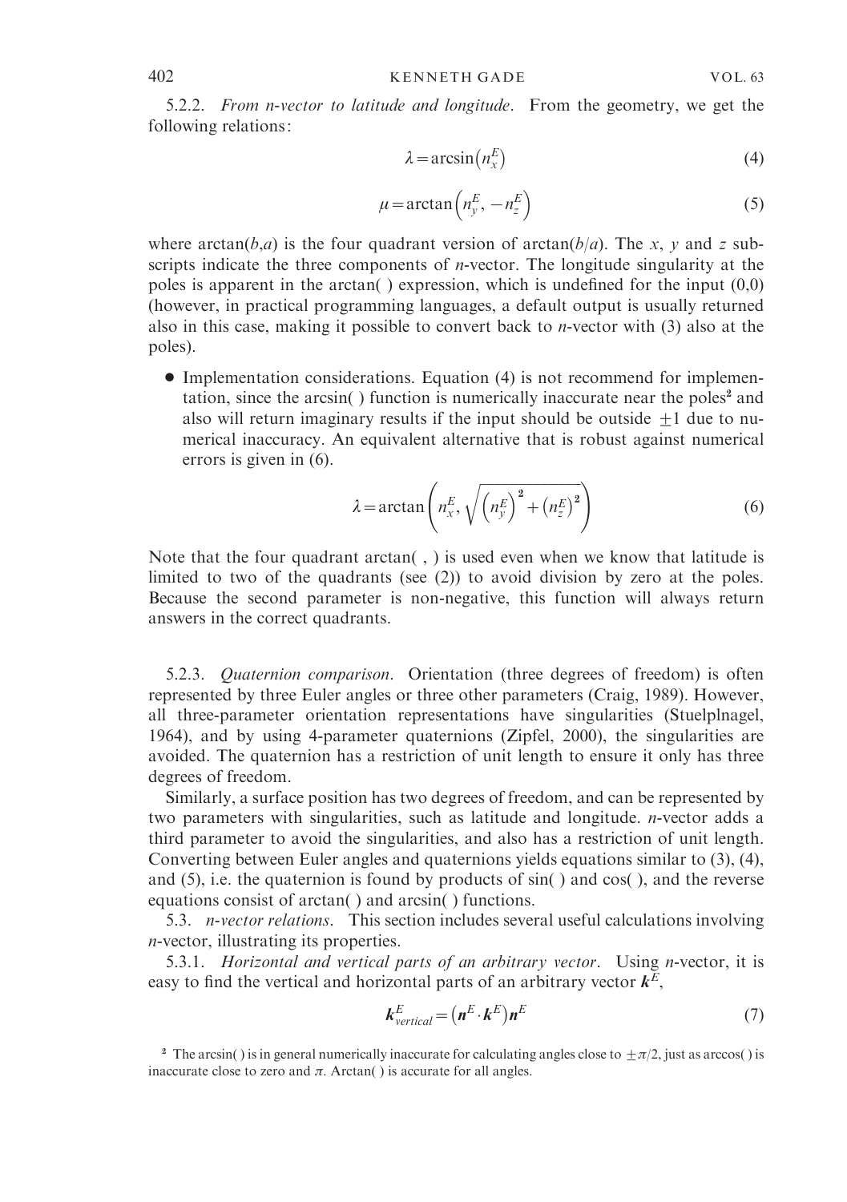5.2.2. *From n-vector to latitude and longitude*. From the geometry, we get the following relations:

$$\lambda = \arcsin\left(n_x^E\right) \tag{4}$$

$$\mu = \arctan\left(n_y^E, -n_z^E\right) \tag{5}$$

where arctan($b$,$a$) is the four quadrant version of arctan($b/a$). The $x$, $y$ and $z$ subscripts indicate the three components of $n$-vector. The longitude singularity at the poles is apparent in the arctan( ) expression, which is undefined for the input (0,0) (however, in practical programming languages, a default output is usually returned also in this case, making it possible to convert back to $n$-vector with (3) also at the poles).

- Implementation considerations. Equation (4) is not recommend for implementation, since the arcsin( ) function is numerically inaccurate near the poles[2] and also will return imaginary results if the input should be outside $\pm 1$ due to numerical inaccuracy. An equivalent alternative that is robust against numerical errors is given in (6).

$$\lambda = \arctan\left(n_x^E, \sqrt{\left(n_y^E\right)^2 + \left(n_z^E\right)^2}\right) \tag{6}$$

Note that the four quadrant arctan( , ) is used even when we know that latitude is limited to two of the quadrants (see (2)) to avoid division by zero at the poles. Because the second parameter is non-negative, this function will always return answers in the correct quadrants.

5.2.3. *Quaternion comparison*. Orientation (three degrees of freedom) is often represented by three Euler angles or three other parameters (Craig, 1989). However, all three-parameter orientation representations have singularities (Stuelplnagel, 1964), and by using 4-parameter quaternions (Zipfel, 2000), the singularities are avoided. The quaternion has a restriction of unit length to ensure it only has three degrees of freedom.

Similarly, a surface position has two degrees of freedom, and can be represented by two parameters with singularities, such as latitude and longitude. $n$-vector adds a third parameter to avoid the singularities, and also has a restriction of unit length. Converting between Euler angles and quaternions yields equations similar to (3), (4), and (5), i.e. the quaternion is found by products of sin( ) and cos( ), and the reverse equations consist of arctan( ) and arcsin( ) functions.

5.3. *n-vector relations*. This section includes several useful calculations involving $n$-vector, illustrating its properties.

5.3.1. *Horizontal and vertical parts of an arbitrary vector*. Using $n$-vector, it is easy to find the vertical and horizontal parts of an arbitrary vector $\boldsymbol{k}^E$,

$$\boldsymbol{k}_{vertical}^E = \left(\boldsymbol{n}^E \cdot \boldsymbol{k}^E\right)\boldsymbol{n}^E \tag{7}$$

[2] The arcsin( ) is in general numerically inaccurate for calculating angles close to $\pm\pi/2$, just as arccos( ) is inaccurate close to zero and $\pi$. Arctan( ) is accurate for all angles.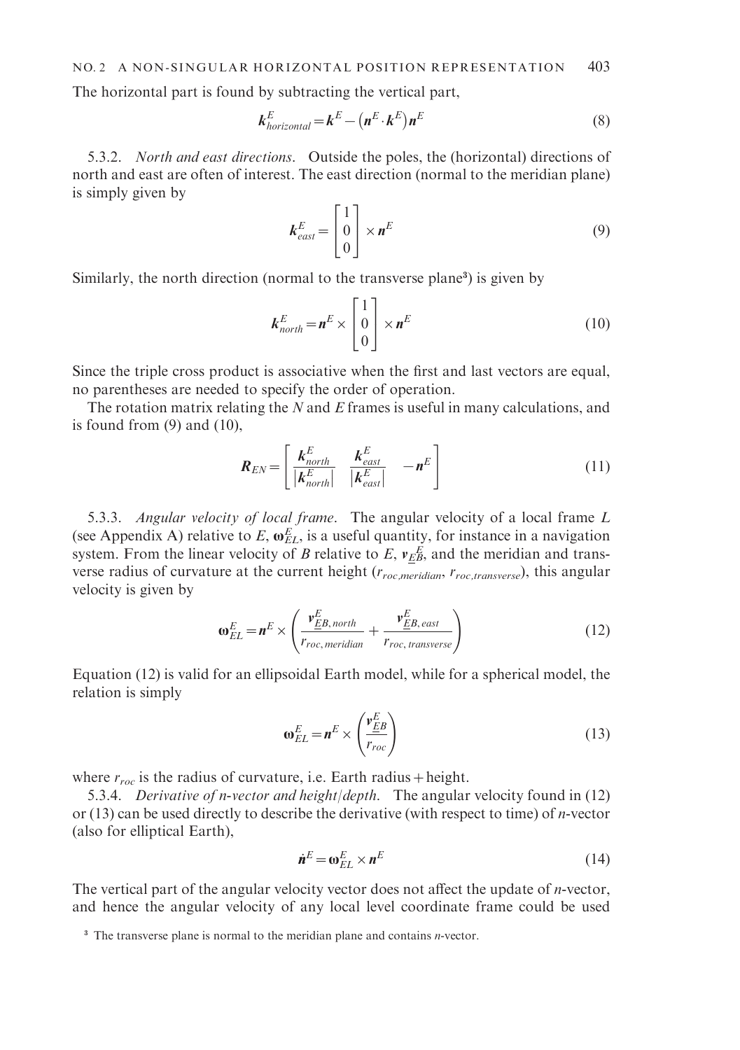The horizontal part is found by subtracting the vertical part,

$$\boldsymbol{k}^E_{horizontal} = \boldsymbol{k}^E - \left(\boldsymbol{n}^E \cdot \boldsymbol{k}^E\right)\boldsymbol{n}^E \tag{8}$$

5.3.2. *North and east directions*. Outside the poles, the (horizontal) directions of north and east are often of interest. The east direction (normal to the meridian plane) is simply given by

$$\boldsymbol{k}^E_{east} = \begin{bmatrix} 1 \\ 0 \\ 0 \end{bmatrix} \times \boldsymbol{n}^E \tag{9}$$

Similarly, the north direction (normal to the transverse plane[3]) is given by

$$\boldsymbol{k}^E_{north} = \boldsymbol{n}^E \times \begin{bmatrix} 1 \\ 0 \\ 0 \end{bmatrix} \times \boldsymbol{n}^E \tag{10}$$

Since the triple cross product is associative when the first and last vectors are equal, no parentheses are needed to specify the order of operation.

The rotation matrix relating the $N$ and $E$ frames is useful in many calculations, and is found from (9) and (10),

$$\boldsymbol{R}_{EN} = \begin{bmatrix} \dfrac{\boldsymbol{k}^E_{north}}{\left|\boldsymbol{k}^E_{north}\right|} & \dfrac{\boldsymbol{k}^E_{east}}{\left|\boldsymbol{k}^E_{east}\right|} & -\boldsymbol{n}^E \end{bmatrix} \tag{11}$$

5.3.3. *Angular velocity of local frame*. The angular velocity of a local frame $L$ (see Appendix A) relative to $E$, $\boldsymbol{\omega}^E_{EL}$, is a useful quantity, for instance in a navigation system. From the linear velocity of $B$ relative to $E$, $\boldsymbol{v}^E_{\underline{EB}}$, and the meridian and transverse radius of curvature at the current height ($r_{roc,meridian}$, $r_{roc,transverse}$), this angular velocity is given by

$$\boldsymbol{\omega}^E_{EL} = \boldsymbol{n}^E \times \left( \frac{\boldsymbol{v}^E_{\underline{EB},\,north}}{r_{roc,\,meridian}} + \frac{\boldsymbol{v}^E_{\underline{EB},\,east}}{r_{roc,\,transverse}} \right) \tag{12}$$

Equation (12) is valid for an ellipsoidal Earth model, while for a spherical model, the relation is simply

$$\boldsymbol{\omega}^E_{EL} = \boldsymbol{n}^E \times \left( \frac{\boldsymbol{v}^E_{\underline{EB}}}{r_{roc}} \right) \tag{13}$$

where $r_{roc}$ is the radius of curvature, i.e. Earth radius + height.

5.3.4. *Derivative of n-vector and height/depth*. The angular velocity found in (12) or (13) can be used directly to describe the derivative (with respect to time) of *n*-vector (also for elliptical Earth),

$$\dot{\boldsymbol{n}}^E = \boldsymbol{\omega}^E_{EL} \times \boldsymbol{n}^E \tag{14}$$

The vertical part of the angular velocity vector does not affect the update of *n*-vector, and hence the angular velocity of any local level coordinate frame could be used

[3] The transverse plane is normal to the meridian plane and contains *n*-vector.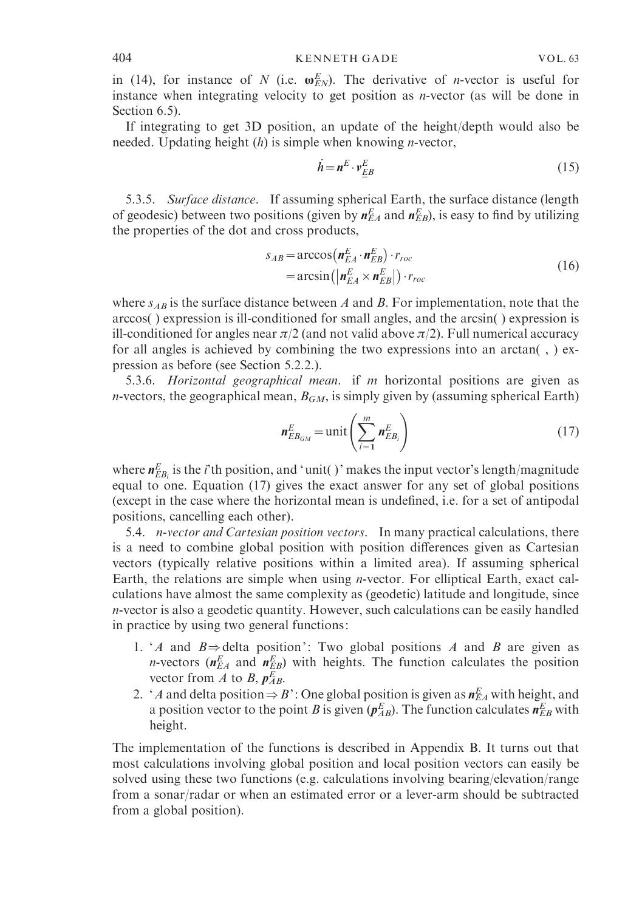in (14), for instance of $N$ (i.e. $\boldsymbol{\omega}_{EN}^{E}$). The derivative of $n$-vector is useful for instance when integrating velocity to get position as $n$-vector (as will be done in Section 6.5).

If integrating to get 3D position, an update of the height/depth would also be needed. Updating height ($h$) is simple when knowing $n$-vector,

$$\dot{h} = \boldsymbol{n}^{E} \cdot \boldsymbol{v}_{\underline{E}B}^{E} \tag{15}$$

5.3.5. *Surface distance*. If assuming spherical Earth, the surface distance (length of geodesic) between two positions (given by $\boldsymbol{n}_{EA}^{E}$ and $\boldsymbol{n}_{EB}^{E}$), is easy to find by utilizing the properties of the dot and cross products,

$$\begin{aligned} s_{AB} &= \arccos\left(\boldsymbol{n}_{EA}^{E} \cdot \boldsymbol{n}_{EB}^{E}\right) \cdot r_{roc} \\ &= \arcsin\left(\left|\boldsymbol{n}_{EA}^{E} \times \boldsymbol{n}_{EB}^{E}\right|\right) \cdot r_{roc} \end{aligned} \tag{16}$$

where $s_{AB}$ is the surface distance between $A$ and $B$. For implementation, note that the arccos( ) expression is ill-conditioned for small angles, and the arcsin( ) expression is ill-conditioned for angles near $\pi/2$ (and not valid above $\pi/2$). Full numerical accuracy for all angles is achieved by combining the two expressions into an arctan( , ) expression as before (see Section 5.2.2.).

5.3.6. *Horizontal geographical mean*. if $m$ horizontal positions are given as $n$-vectors, the geographical mean, $B_{GM}$, is simply given by (assuming spherical Earth)

$$\boldsymbol{n}_{EB_{GM}}^{E} = \text{unit}\left(\sum_{i=1}^{m} \boldsymbol{n}_{EB_i}^{E}\right) \tag{17}$$

where $\boldsymbol{n}_{EB_i}^{E}$ is the $i$'th position, and 'unit( )' makes the input vector's length/magnitude equal to one. Equation (17) gives the exact answer for any set of global positions (except in the case where the horizontal mean is undefined, i.e. for a set of antipodal positions, cancelling each other).

5.4. *n-vector and Cartesian position vectors*. In many practical calculations, there is a need to combine global position with position differences given as Cartesian vectors (typically relative positions within a limited area). If assuming spherical Earth, the relations are simple when using $n$-vector. For elliptical Earth, exact calculations have almost the same complexity as (geodetic) latitude and longitude, since $n$-vector is also a geodetic quantity. However, such calculations can be easily handled in practice by using two general functions:

1. '$A$ and $B \Rightarrow$ delta position': Two global positions $A$ and $B$ are given as $n$-vectors ($\boldsymbol{n}_{EA}^{E}$ and $\boldsymbol{n}_{EB}^{E}$) with heights. The function calculates the position vector from $A$ to $B$, $\boldsymbol{p}_{AB}^{E}$.
2. '$A$ and delta position $\Rightarrow B$': One global position is given as $\boldsymbol{n}_{EA}^{E}$ with height, and a position vector to the point $B$ is given ($\boldsymbol{p}_{AB}^{E}$). The function calculates $\boldsymbol{n}_{EB}^{E}$ with height.

The implementation of the functions is described in Appendix B. It turns out that most calculations involving global position and local position vectors can easily be solved using these two functions (e.g. calculations involving bearing/elevation/range from a sonar/radar or when an estimated error or a lever-arm should be subtracted from a global position).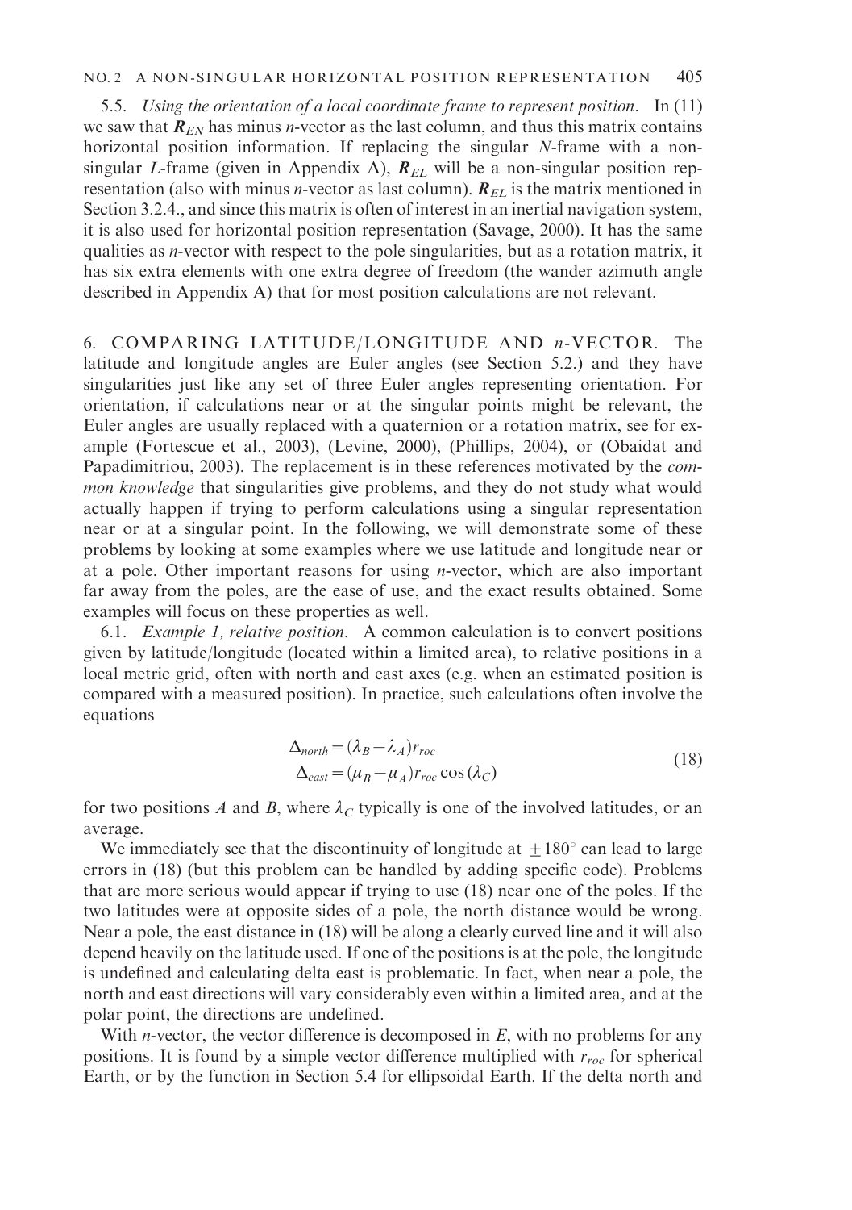5.5. *Using the orientation of a local coordinate frame to represent position*. In (11) we saw that $\boldsymbol{R}_{EN}$ has minus *n*-vector as the last column, and thus this matrix contains horizontal position information. If replacing the singular *N*-frame with a non-singular *L*-frame (given in Appendix A), $\boldsymbol{R}_{EL}$ will be a non-singular position representation (also with minus *n*-vector as last column). $\boldsymbol{R}_{EL}$ is the matrix mentioned in Section 3.2.4., and since this matrix is often of interest in an inertial navigation system, it is also used for horizontal position representation (Savage, 2000). It has the same qualities as *n*-vector with respect to the pole singularities, but as a rotation matrix, it has six extra elements with one extra degree of freedom (the wander azimuth angle described in Appendix A) that for most position calculations are not relevant.

## 6. COMPARING LATITUDE/LONGITUDE AND *n*-VECTOR.

The latitude and longitude angles are Euler angles (see Section 5.2.) and they have singularities just like any set of three Euler angles representing orientation. For orientation, if calculations near or at the singular points might be relevant, the Euler angles are usually replaced with a quaternion or a rotation matrix, see for example (Fortescue et al., 2003), (Levine, 2000), (Phillips, 2004), or (Obaidat and Papadimitriou, 2003). The replacement is in these references motivated by the *common knowledge* that singularities give problems, and they do not study what would actually happen if trying to perform calculations using a singular representation near or at a singular point. In the following, we will demonstrate some of these problems by looking at some examples where we use latitude and longitude near or at a pole. Other important reasons for using *n*-vector, which are also important far away from the poles, are the ease of use, and the exact results obtained. Some examples will focus on these properties as well.

6.1. *Example 1, relative position*. A common calculation is to convert positions given by latitude/longitude (located within a limited area), to relative positions in a local metric grid, often with north and east axes (e.g. when an estimated position is compared with a measured position). In practice, such calculations often involve the equations

$$
\begin{aligned}
\Delta_{north} &= (\lambda_B - \lambda_A) r_{roc} \\
\Delta_{east} &= (\mu_B - \mu_A) r_{roc} \cos(\lambda_C)
\end{aligned}
\tag{18}
$$

for two positions $A$ and $B$, where $\lambda_C$ typically is one of the involved latitudes, or an average.

We immediately see that the discontinuity of longitude at $\pm 180^\circ$ can lead to large errors in (18) (but this problem can be handled by adding specific code). Problems that are more serious would appear if trying to use (18) near one of the poles. If the two latitudes were at opposite sides of a pole, the north distance would be wrong. Near a pole, the east distance in (18) will be along a clearly curved line and it will also depend heavily on the latitude used. If one of the positions is at the pole, the longitude is undefined and calculating delta east is problematic. In fact, when near a pole, the north and east directions will vary considerably even within a limited area, and at the polar point, the directions are undefined.

With *n*-vector, the vector difference is decomposed in *E*, with no problems for any positions. It is found by a simple vector difference multiplied with $r_{roc}$ for spherical Earth, or by the function in Section 5.4 for ellipsoidal Earth. If the delta north and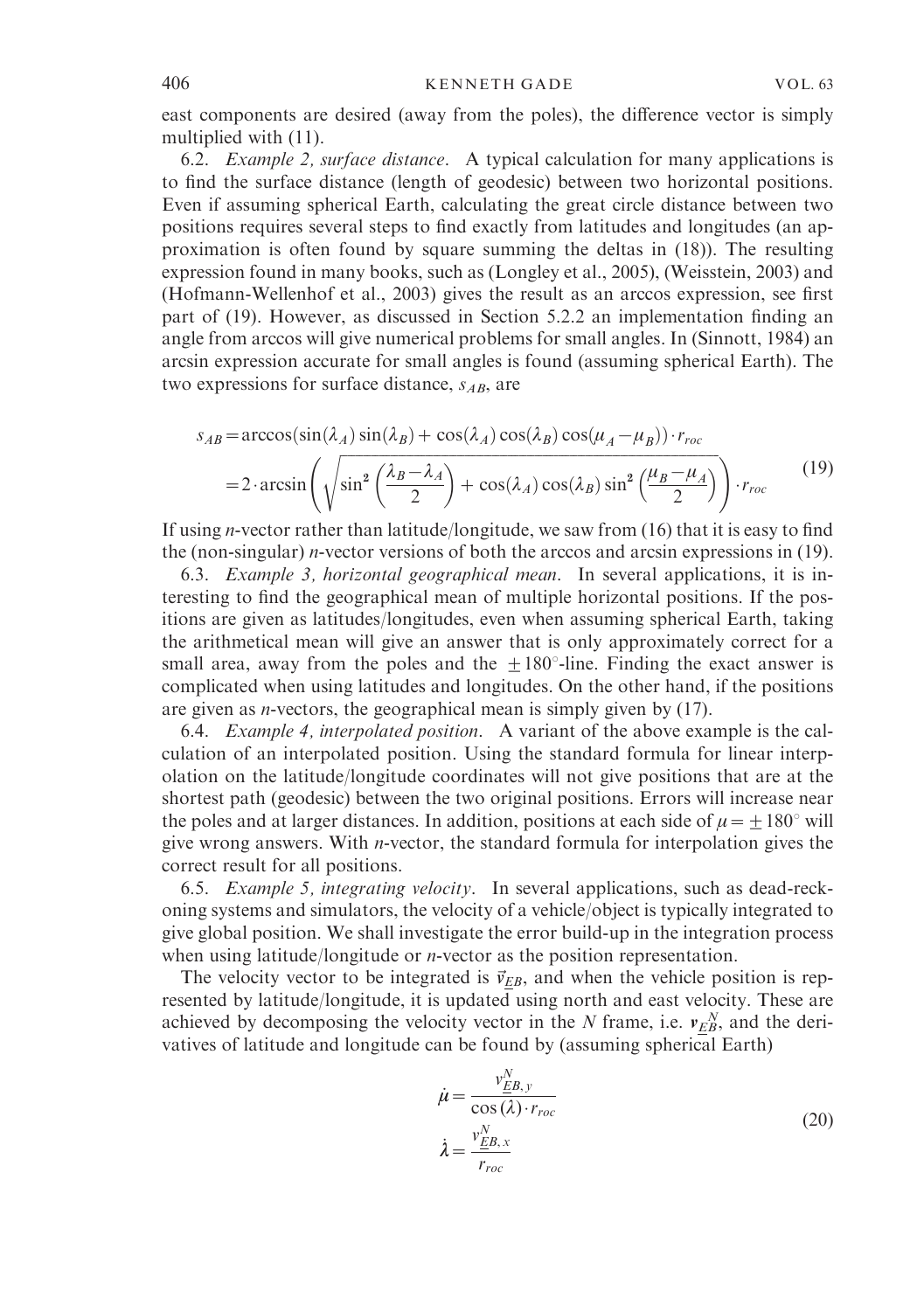east components are desired (away from the poles), the difference vector is simply multiplied with (11).

6.2. *Example 2, surface distance*. A typical calculation for many applications is to find the surface distance (length of geodesic) between two horizontal positions. Even if assuming spherical Earth, calculating the great circle distance between two positions requires several steps to find exactly from latitudes and longitudes (an approximation is often found by square summing the deltas in (18)). The resulting expression found in many books, such as (Longley et al., 2005), (Weisstein, 2003) and (Hofmann-Wellenhof et al., 2003) gives the result as an arccos expression, see first part of (19). However, as discussed in Section 5.2.2 an implementation finding an angle from arccos will give numerical problems for small angles. In (Sinnott, 1984) an arcsin expression accurate for small angles is found (assuming spherical Earth). The two expressions for surface distance, $s_{AB}$, are

$$
\begin{aligned}
s_{AB} &= \arccos(\sin(\lambda_A)\sin(\lambda_B) + \cos(\lambda_A)\cos(\lambda_B)\cos(\mu_A - \mu_B)) \cdot r_{roc} \\
&= 2 \cdot \arcsin\left(\sqrt{\sin^2\left(\frac{\lambda_B - \lambda_A}{2}\right) + \cos(\lambda_A)\cos(\lambda_B)\sin^2\left(\frac{\mu_B - \mu_A}{2}\right)}\right) \cdot r_{roc}
\end{aligned}
\tag{19}
$$

If using *n*-vector rather than latitude/longitude, we saw from (16) that it is easy to find the (non-singular) *n*-vector versions of both the arccos and arcsin expressions in (19).

6.3. *Example 3, horizontal geographical mean*. In several applications, it is interesting to find the geographical mean of multiple horizontal positions. If the positions are given as latitudes/longitudes, even when assuming spherical Earth, taking the arithmetical mean will give an answer that is only approximately correct for a small area, away from the poles and the $\pm 180^\circ$-line. Finding the exact answer is complicated when using latitudes and longitudes. On the other hand, if the positions are given as *n*-vectors, the geographical mean is simply given by (17).

6.4. *Example 4, interpolated position*. A variant of the above example is the calculation of an interpolated position. Using the standard formula for linear interpolation on the latitude/longitude coordinates will not give positions that are at the shortest path (geodesic) between the two original positions. Errors will increase near the poles and at larger distances. In addition, positions at each side of $\mu = \pm 180^\circ$ will give wrong answers. With *n*-vector, the standard formula for interpolation gives the correct result for all positions.

6.5. *Example 5, integrating velocity*. In several applications, such as dead-reckoning systems and simulators, the velocity of a vehicle/object is typically integrated to give global position. We shall investigate the error build-up in the integration process when using latitude/longitude or *n*-vector as the position representation.

The velocity vector to be integrated is $\vec{v}_{EB}$, and when the vehicle position is represented by latitude/longitude, it is updated using north and east velocity. These are achieved by decomposing the velocity vector in the $N$ frame, i.e. $\mathbf{v}_{\underline{E}B}^{N}$, and the derivatives of latitude and longitude can be found by (assuming spherical Earth)

$$
\begin{aligned}
\dot{\mu} &= \frac{v_{\underline{E}B,y}^{N}}{\cos(\lambda) \cdot r_{roc}} \\
\dot{\lambda} &= \frac{v_{\underline{E}B,x}^{N}}{r_{roc}}
\end{aligned}
\tag{20}
$$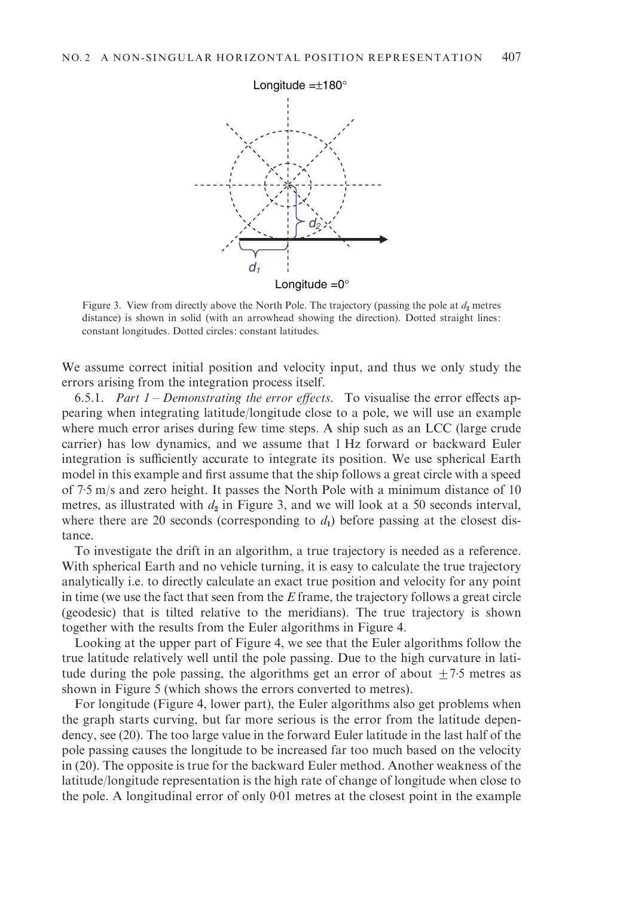Longitude =±180°

Longitude =0°

Figure 3. View from directly above the North Pole. The trajectory (passing the pole at $d_2$ metres distance) is shown in solid (with an arrowhead showing the direction). Dotted straight lines: constant longitudes. Dotted circles: constant latitudes.

We assume correct initial position and velocity input, and thus we only study the errors arising from the integration process itself.

6.5.1. *Part 1 – Demonstrating the error effects.* To visualise the error effects appearing when integrating latitude/longitude close to a pole, we will use an example where much error arises during few time steps. A ship such as an LCC (large crude carrier) has low dynamics, and we assume that 1 Hz forward or backward Euler integration is sufficiently accurate to integrate its position. We use spherical Earth model in this example and first assume that the ship follows a great circle with a speed of 7·5 m/s and zero height. It passes the North Pole with a minimum distance of 10 metres, as illustrated with $d_2$ in Figure 3, and we will look at a 50 seconds interval, where there are 20 seconds (corresponding to $d_1$) before passing at the closest distance.

To investigate the drift in an algorithm, a true trajectory is needed as a reference. With spherical Earth and no vehicle turning, it is easy to calculate the true trajectory analytically i.e. to directly calculate an exact true position and velocity for any point in time (we use the fact that seen from the $E$ frame, the trajectory follows a great circle (geodesic) that is tilted relative to the meridians). The true trajectory is shown together with the results from the Euler algorithms in Figure 4.

Looking at the upper part of Figure 4, we see that the Euler algorithms follow the true latitude relatively well until the pole passing. Due to the high curvature in latitude during the pole passing, the algorithms get an error of about $\pm 7{\cdot}5$ metres as shown in Figure 5 (which shows the errors converted to metres).

For longitude (Figure 4, lower part), the Euler algorithms also get problems when the graph starts curving, but far more serious is the error from the latitude dependency, see (20). The too large value in the forward Euler latitude in the last half of the pole passing causes the longitude to be increased far too much based on the velocity in (20). The opposite is true for the backward Euler method. Another weakness of the latitude/longitude representation is the high rate of change of longitude when close to the pole. A longitudinal error of only 0·01 metres at the closest point in the example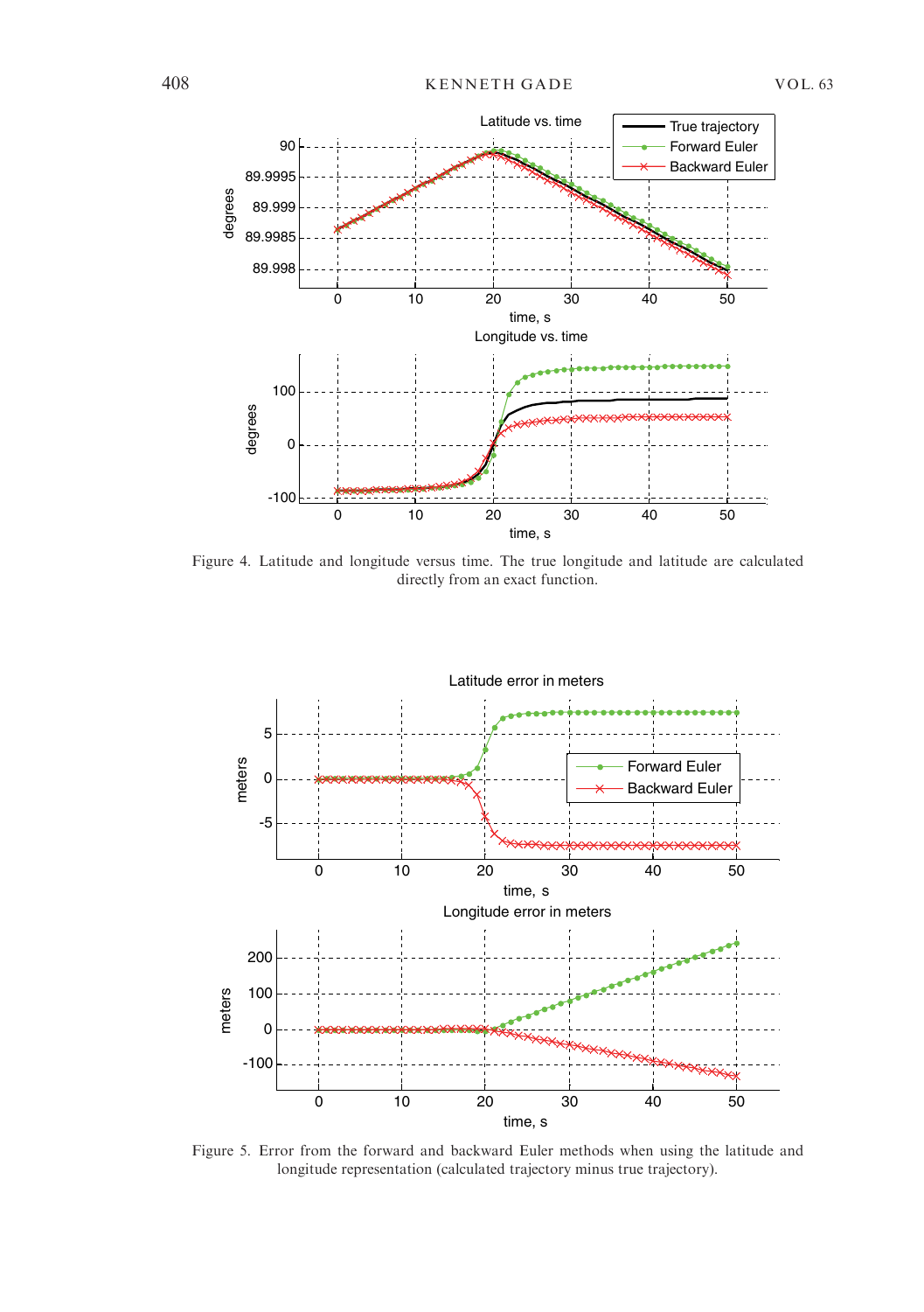Figure 4. Latitude and longitude versus time. The true longitude and latitude are calculated directly from an exact function.

Figure 5. Error from the forward and backward Euler methods when using the latitude and longitude representation (calculated trajectory minus true trajectory).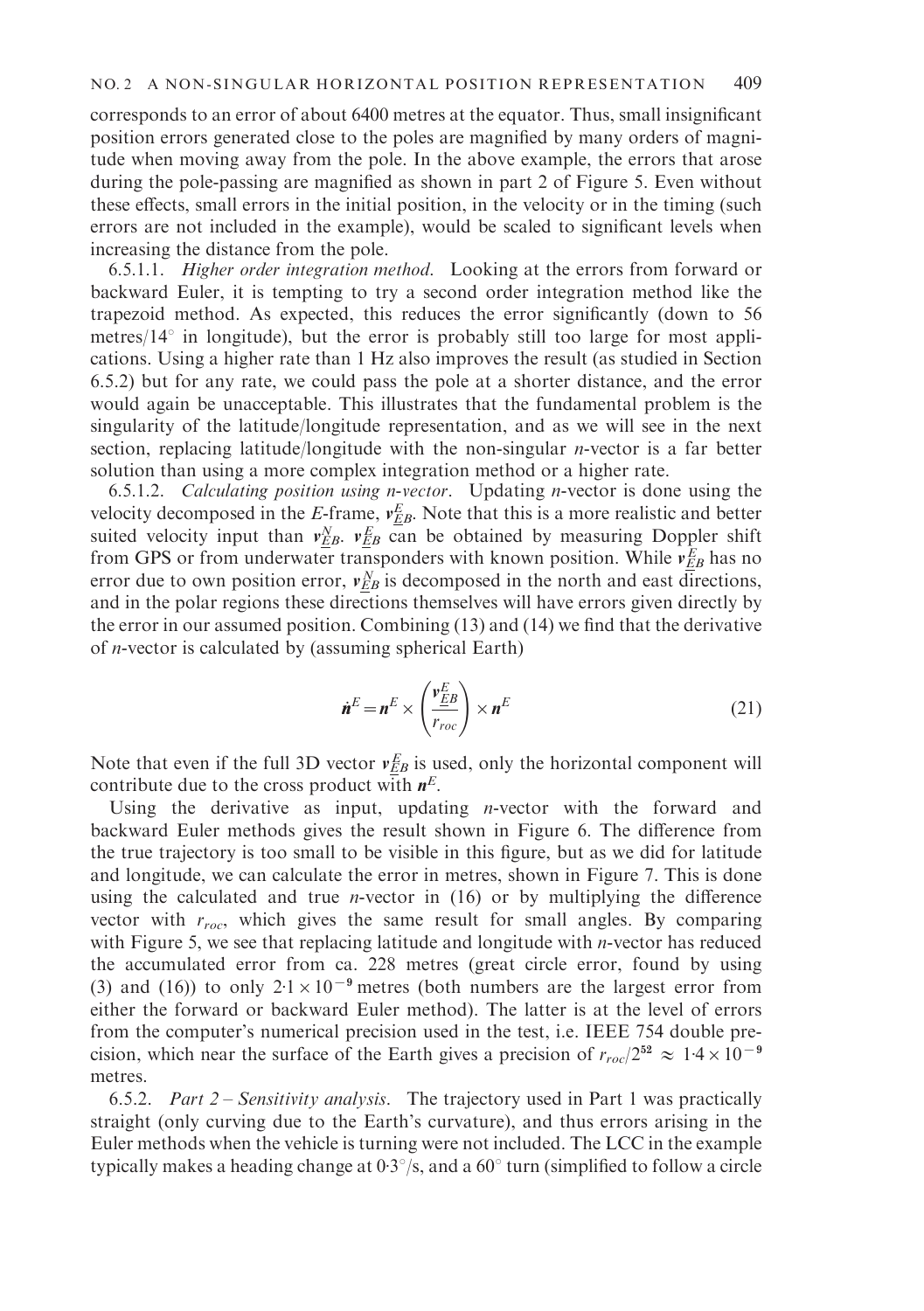corresponds to an error of about 6400 metres at the equator. Thus, small insignificant position errors generated close to the poles are magnified by many orders of magnitude when moving away from the pole. In the above example, the errors that arose during the pole-passing are magnified as shown in part 2 of Figure 5. Even without these effects, small errors in the initial position, in the velocity or in the timing (such errors are not included in the example), would be scaled to significant levels when increasing the distance from the pole.

6.5.1.1. *Higher order integration method.* Looking at the errors from forward or backward Euler, it is tempting to try a second order integration method like the trapezoid method. As expected, this reduces the error significantly (down to 56 metres/14° in longitude), but the error is probably still too large for most applications. Using a higher rate than 1 Hz also improves the result (as studied in Section 6.5.2) but for any rate, we could pass the pole at a shorter distance, and the error would again be unacceptable. This illustrates that the fundamental problem is the singularity of the latitude/longitude representation, and as we will see in the next section, replacing latitude/longitude with the non-singular *n*-vector is a far better solution than using a more complex integration method or a higher rate.

6.5.1.2. *Calculating position using n-vector.* Updating *n*-vector is done using the velocity decomposed in the *E*-frame, $\boldsymbol{v}_{\underline{E}B}^{E}$. Note that this is a more realistic and better suited velocity input than $\boldsymbol{v}_{\underline{E}B}^{N}$. $\boldsymbol{v}_{\underline{E}B}^{E}$ can be obtained by measuring Doppler shift from GPS or from underwater transponders with known position. While $\boldsymbol{v}_{\underline{E}B}^{E}$ has no error due to own position error, $\boldsymbol{v}_{\underline{E}B}^{N}$ is decomposed in the north and east directions, and in the polar regions these directions themselves will have errors given directly by the error in our assumed position. Combining (13) and (14) we find that the derivative of *n*-vector is calculated by (assuming spherical Earth)

$$\dot{\boldsymbol{n}}^{E} = \boldsymbol{n}^{E} \times \left( \frac{\boldsymbol{v}_{\underline{E}B}^{E}}{r_{roc}} \right) \times \boldsymbol{n}^{E} \tag{21}$$

Note that even if the full 3D vector $\boldsymbol{v}_{\underline{E}B}^{E}$ is used, only the horizontal component will contribute due to the cross product with $\boldsymbol{n}^{E}$.

Using the derivative as input, updating *n*-vector with the forward and backward Euler methods gives the result shown in Figure 6. The difference from the true trajectory is too small to be visible in this figure, but as we did for latitude and longitude, we can calculate the error in metres, shown in Figure 7. This is done using the calculated and true *n*-vector in (16) or by multiplying the difference vector with $r_{roc}$, which gives the same result for small angles. By comparing with Figure 5, we see that replacing latitude and longitude with *n*-vector has reduced the accumulated error from ca. 228 metres (great circle error, found by using (3) and (16)) to only $2{\cdot}1 \times 10^{-9}$ metres (both numbers are the largest error from either the forward or backward Euler method). The latter is at the level of errors from the computer's numerical precision used in the test, i.e. IEEE 754 double precision, which near the surface of the Earth gives a precision of $r_{roc}/2^{52} \approx 1{\cdot}4 \times 10^{-9}$ metres.

6.5.2. *Part 2 – Sensitivity analysis.* The trajectory used in Part 1 was practically straight (only curving due to the Earth's curvature), and thus errors arising in the Euler methods when the vehicle is turning were not included. The LCC in the example typically makes a heading change at 0·3°/s, and a 60° turn (simplified to follow a circle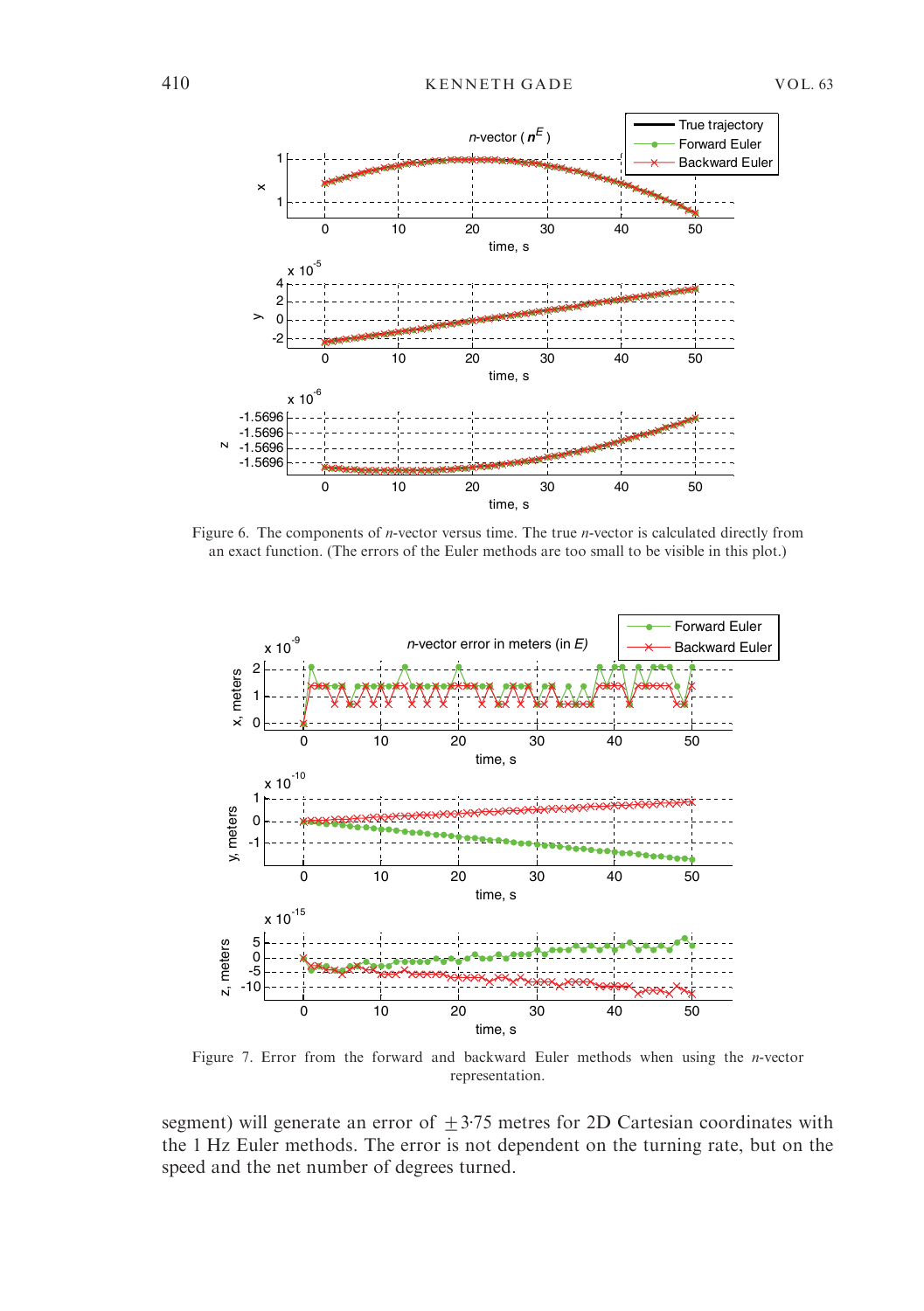Figure 6. The components of *n*-vector versus time. The true *n*-vector is calculated directly from an exact function. (The errors of the Euler methods are too small to be visible in this plot.)

Figure 7. Error from the forward and backward Euler methods when using the *n*-vector representation.

segment) will generate an error of $\pm 3{\cdot}75$ metres for 2D Cartesian coordinates with the 1 Hz Euler methods. The error is not dependent on the turning rate, but on the speed and the net number of degrees turned.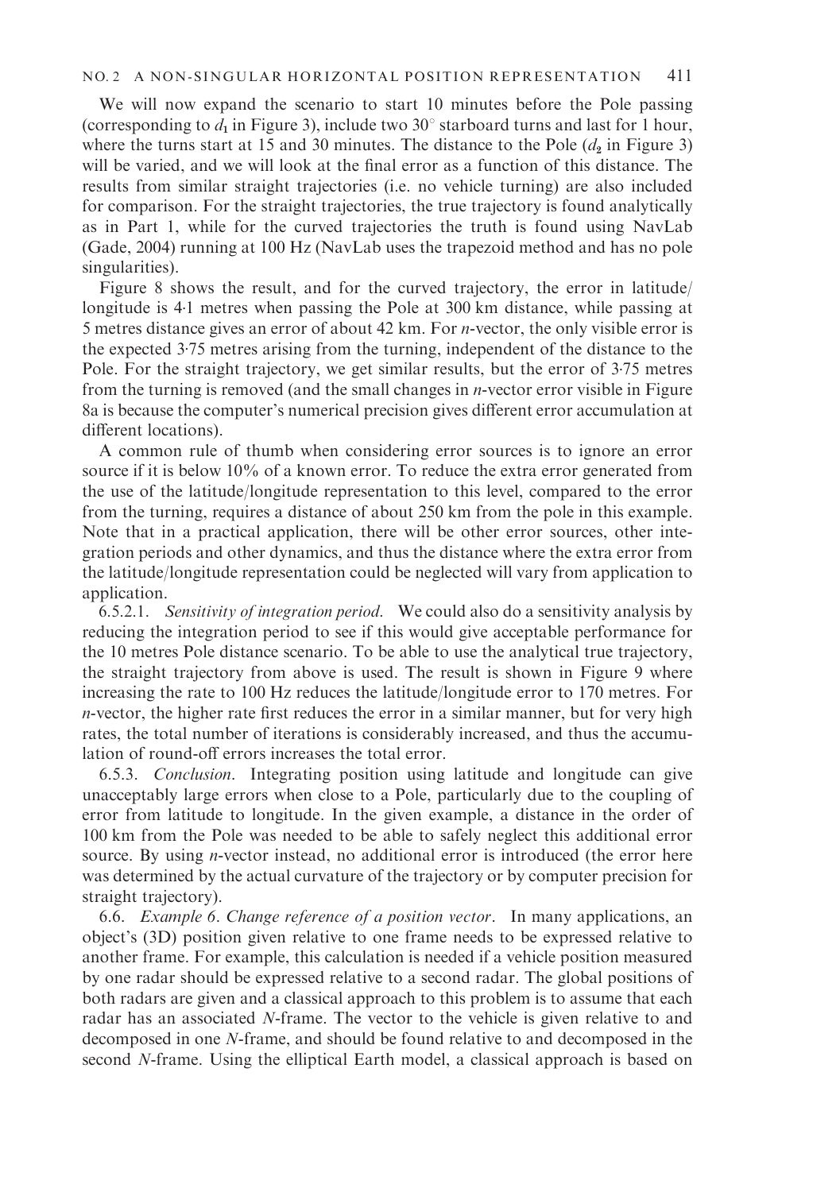We will now expand the scenario to start 10 minutes before the Pole passing (corresponding to $d_1$ in Figure 3), include two 30° starboard turns and last for 1 hour, where the turns start at 15 and 30 minutes. The distance to the Pole ($d_2$ in Figure 3) will be varied, and we will look at the final error as a function of this distance. The results from similar straight trajectories (i.e. no vehicle turning) are also included for comparison. For the straight trajectories, the true trajectory is found analytically as in Part 1, while for the curved trajectories the truth is found using NavLab (Gade, 2004) running at 100 Hz (NavLab uses the trapezoid method and has no pole singularities).

Figure 8 shows the result, and for the curved trajectory, the error in latitude/longitude is 4·1 metres when passing the Pole at 300 km distance, while passing at 5 metres distance gives an error of about 42 km. For *n*-vector, the only visible error is the expected 3·75 metres arising from the turning, independent of the distance to the Pole. For the straight trajectory, we get similar results, but the error of 3·75 metres from the turning is removed (and the small changes in *n*-vector error visible in Figure 8a is because the computer's numerical precision gives different error accumulation at different locations).

A common rule of thumb when considering error sources is to ignore an error source if it is below 10% of a known error. To reduce the extra error generated from the use of the latitude/longitude representation to this level, compared to the error from the turning, requires a distance of about 250 km from the pole in this example. Note that in a practical application, there will be other error sources, other integration periods and other dynamics, and thus the distance where the extra error from the latitude/longitude representation could be neglected will vary from application to application.

6.5.2.1. *Sensitivity of integration period.* We could also do a sensitivity analysis by reducing the integration period to see if this would give acceptable performance for the 10 metres Pole distance scenario. To be able to use the analytical true trajectory, the straight trajectory from above is used. The result is shown in Figure 9 where increasing the rate to 100 Hz reduces the latitude/longitude error to 170 metres. For *n*-vector, the higher rate first reduces the error in a similar manner, but for very high rates, the total number of iterations is considerably increased, and thus the accumulation of round-off errors increases the total error.

6.5.3. *Conclusion.* Integrating position using latitude and longitude can give unacceptably large errors when close to a Pole, particularly due to the coupling of error from latitude to longitude. In the given example, a distance in the order of 100 km from the Pole was needed to be able to safely neglect this additional error source. By using *n*-vector instead, no additional error is introduced (the error here was determined by the actual curvature of the trajectory or by computer precision for straight trajectory).

6.6. *Example 6. Change reference of a position vector*. In many applications, an object's (3D) position given relative to one frame needs to be expressed relative to another frame. For example, this calculation is needed if a vehicle position measured by one radar should be expressed relative to a second radar. The global positions of both radars are given and a classical approach to this problem is to assume that each radar has an associated *N*-frame. The vector to the vehicle is given relative to and decomposed in one *N*-frame, and should be found relative to and decomposed in the second *N*-frame. Using the elliptical Earth model, a classical approach is based on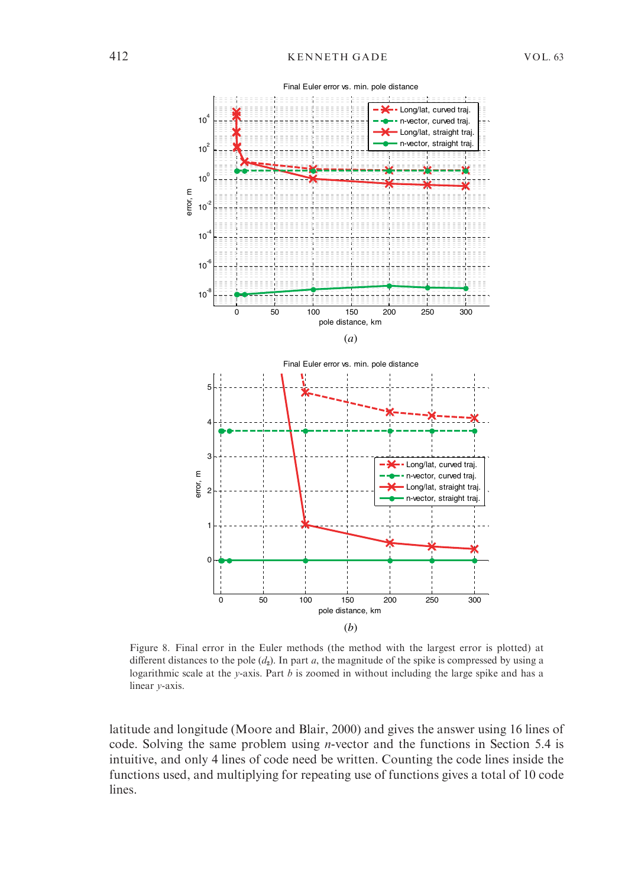Figure 8. Final error in the Euler methods (the method with the largest error is plotted) at different distances to the pole ($d_2$). In part *a*, the magnitude of the spike is compressed by using a logarithmic scale at the *y*-axis. Part *b* is zoomed in without including the large spike and has a linear *y*-axis.

latitude and longitude (Moore and Blair, 2000) and gives the answer using 16 lines of code. Solving the same problem using *n*-vector and the functions in Section 5.4 is intuitive, and only 4 lines of code need be written. Counting the code lines inside the functions used, and multiplying for repeating use of functions gives a total of 10 code lines.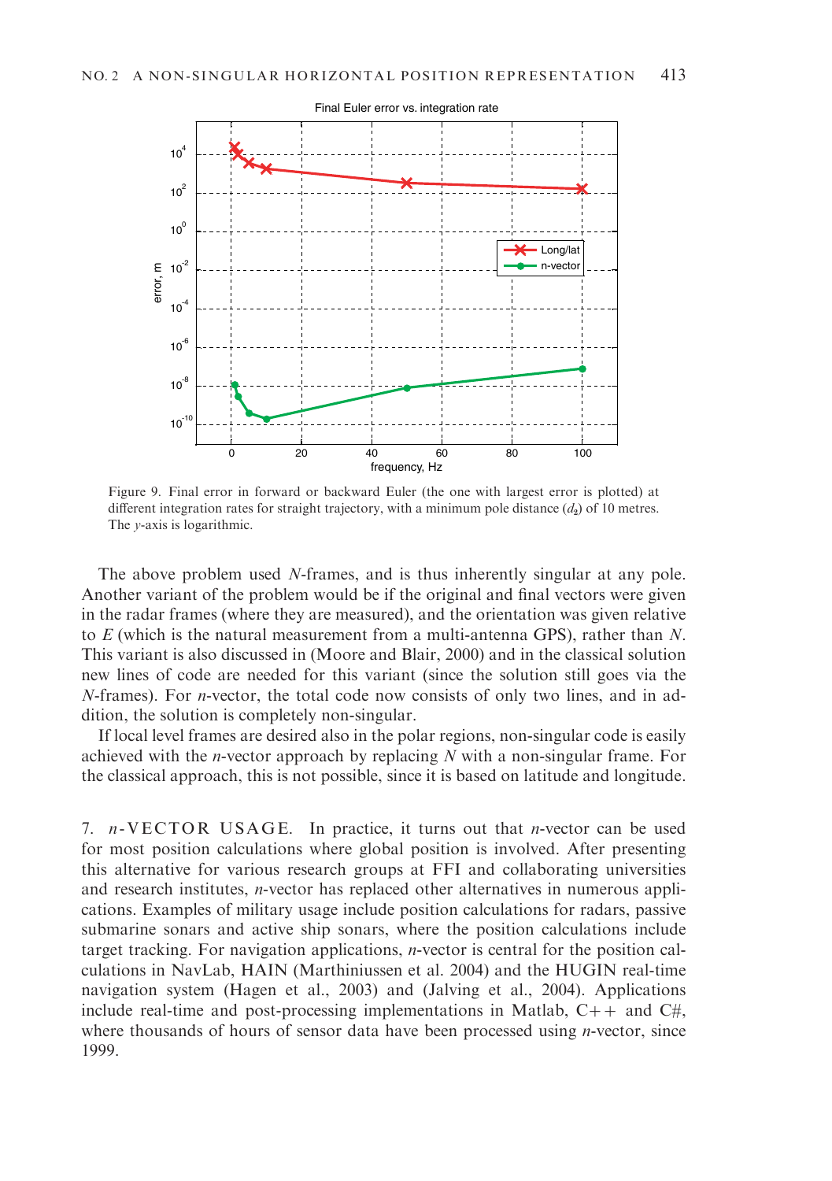Figure 9. Final error in forward or backward Euler (the one with largest error is plotted) at different integration rates for straight trajectory, with a minimum pole distance ($d_2$) of 10 metres. The *y*-axis is logarithmic.

The above problem used *N*-frames, and is thus inherently singular at any pole. Another variant of the problem would be if the original and final vectors were given in the radar frames (where they are measured), and the orientation was given relative to *E* (which is the natural measurement from a multi-antenna GPS), rather than *N*. This variant is also discussed in (Moore and Blair, 2000) and in the classical solution new lines of code are needed for this variant (since the solution still goes via the *N*-frames). For *n*-vector, the total code now consists of only two lines, and in addition, the solution is completely non-singular.

If local level frames are desired also in the polar regions, non-singular code is easily achieved with the *n*-vector approach by replacing *N* with a non-singular frame. For the classical approach, this is not possible, since it is based on latitude and longitude.

## 7. *n*-VECTOR USAGE.

In practice, it turns out that *n*-vector can be used for most position calculations where global position is involved. After presenting this alternative for various research groups at FFI and collaborating universities and research institutes, *n*-vector has replaced other alternatives in numerous applications. Examples of military usage include position calculations for radars, passive submarine sonars and active ship sonars, where the position calculations include target tracking. For navigation applications, *n*-vector is central for the position calculations in NavLab, HAIN (Marthiniussen et al. 2004) and the HUGIN real-time navigation system (Hagen et al., 2003) and (Jalving et al., 2004). Applications include real-time and post-processing implementations in Matlab, C++ and C#, where thousands of hours of sensor data have been processed using *n*-vector, since 1999.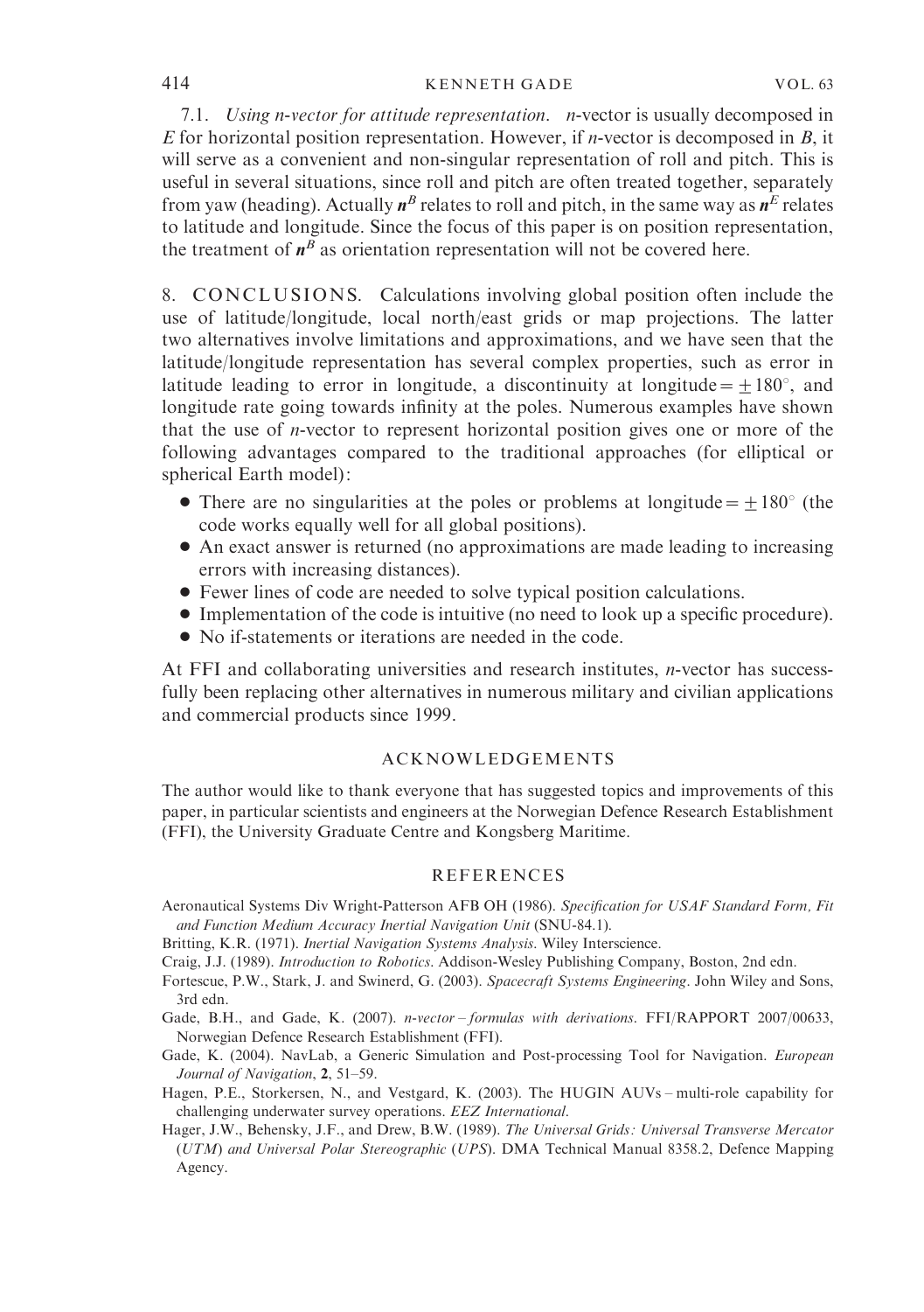7.1. *Using n-vector for attitude representation.* *n*-vector is usually decomposed in *E* for horizontal position representation. However, if *n*-vector is decomposed in *B*, it will serve as a convenient and non-singular representation of roll and pitch. This is useful in several situations, since roll and pitch are often treated together, separately from yaw (heading). Actually $\boldsymbol{n}^B$ relates to roll and pitch, in the same way as $\boldsymbol{n}^E$ relates to latitude and longitude. Since the focus of this paper is on position representation, the treatment of $\boldsymbol{n}^B$ as orientation representation will not be covered here.

## 8. CONCLUSIONS.

Calculations involving global position often include the use of latitude/longitude, local north/east grids or map projections. The latter two alternatives involve limitations and approximations, and we have seen that the latitude/longitude representation has several complex properties, such as error in latitude leading to error in longitude, a discontinuity at longitude $= \pm 180°$, and longitude rate going towards infinity at the poles. Numerous examples have shown that the use of *n*-vector to represent horizontal position gives one or more of the following advantages compared to the traditional approaches (for elliptical or spherical Earth model):

- There are no singularities at the poles or problems at longitude $= \pm 180°$ (the code works equally well for all global positions).
- An exact answer is returned (no approximations are made leading to increasing errors with increasing distances).
- Fewer lines of code are needed to solve typical position calculations.
- Implementation of the code is intuitive (no need to look up a specific procedure).
- No if-statements or iterations are needed in the code.

At FFI and collaborating universities and research institutes, *n*-vector has successfully been replacing other alternatives in numerous military and civilian applications and commercial products since 1999.

## ACKNOWLEDGEMENTS

The author would like to thank everyone that has suggested topics and improvements of this paper, in particular scientists and engineers at the Norwegian Defence Research Establishment (FFI), the University Graduate Centre and Kongsberg Maritime.

## REFERENCES

Aeronautical Systems Div Wright-Patterson AFB OH (1986). *Specification for USAF Standard Form, Fit and Function Medium Accuracy Inertial Navigation Unit* (SNU-84.1).

Britting, K.R. (1971). *Inertial Navigation Systems Analysis*. Wiley Interscience.

Craig, J.J. (1989). *Introduction to Robotics*. Addison-Wesley Publishing Company, Boston, 2nd edn.

Fortescue, P.W., Stark, J. and Swinerd, G. (2003). *Spacecraft Systems Engineering*. John Wiley and Sons, 3rd edn.

Gade, B.H., and Gade, K. (2007). *n-vector – formulas with derivations*. FFI/RAPPORT 2007/00633, Norwegian Defence Research Establishment (FFI).

Gade, K. (2004). NavLab, a Generic Simulation and Post-processing Tool for Navigation. *European Journal of Navigation*, **2**, 51–59.

Hagen, P.E., Storkersen, N., and Vestgard, K. (2003). The HUGIN AUVs – multi-role capability for challenging underwater survey operations. *EEZ International*.

Hager, J.W., Behensky, J.F., and Drew, B.W. (1989). *The Universal Grids: Universal Transverse Mercator (UTM) and Universal Polar Stereographic (UPS)*. DMA Technical Manual 8358.2, Defence Mapping Agency.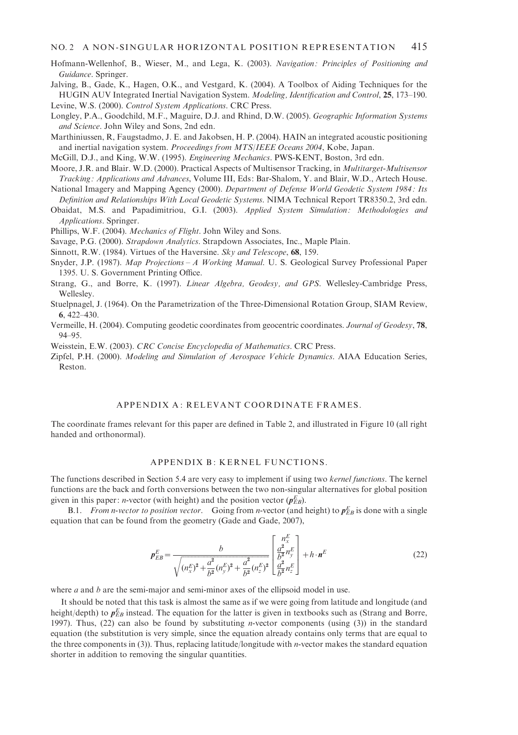Hofmann-Wellenhof, B., Wieser, M., and Lega, K. (2003). *Navigation: Principles of Positioning and Guidance*. Springer.

Jalving, B., Gade, K., Hagen, O.K., and Vestgard, K. (2004). A Toolbox of Aiding Techniques for the HUGIN AUV Integrated Inertial Navigation System. *Modeling, Identification and Control*, **25**, 173–190.

Levine, W.S. (2000). *Control System Applications*. CRC Press.

Longley, P.A., Goodchild, M.F., Maguire, D.J. and Rhind, D.W. (2005). *Geographic Information Systems and Science*. John Wiley and Sons, 2nd edn.

Marthiniussen, R, Faugstadmo, J. E. and Jakobsen, H. P. (2004). HAIN an integrated acoustic positioning and inertial navigation system. *Proceedings from MTS/IEEE Oceans 2004*, Kobe, Japan.

McGill, D.J., and King, W.W. (1995). *Engineering Mechanics*. PWS-KENT, Boston, 3rd edn.

Moore, J.R. and Blair. W.D. (2000). Practical Aspects of Multisensor Tracking, in *Multitarget-Multisensor Tracking: Applications and Advances*, Volume III, Eds: Bar-Shalom, Y. and Blair, W.D., Artech House.

National Imagery and Mapping Agency (2000). *Department of Defense World Geodetic System 1984: Its Definition and Relationships With Local Geodetic Systems*. NIMA Technical Report TR8350.2, 3rd edn.

Obaidat, M.S. and Papadimitriou, G.I. (2003). *Applied System Simulation: Methodologies and Applications*. Springer.

Phillips, W.F. (2004). *Mechanics of Flight*. John Wiley and Sons.

Savage, P.G. (2000). *Strapdown Analytics*. Strapdown Associates, Inc., Maple Plain.

Sinnott, R.W. (1984). Virtues of the Haversine. *Sky and Telescope*, **68**, 159.

Snyder, J.P. (1987). *Map Projections – A Working Manual*. U. S. Geological Survey Professional Paper 1395. U. S. Government Printing Office.

Strang, G., and Borre, K. (1997). *Linear Algebra, Geodesy, and GPS*. Wellesley-Cambridge Press, Wellesley.

Stuelpnagel, J. (1964). On the Parametrization of the Three-Dimensional Rotation Group, SIAM Review, **6**, 422–430.

Vermeille, H. (2004). Computing geodetic coordinates from geocentric coordinates. *Journal of Geodesy*, **78**, 94–95.

Weisstein, E.W. (2003). *CRC Concise Encyclopedia of Mathematics*. CRC Press.

Zipfel, P.H. (2000). *Modeling and Simulation of Aerospace Vehicle Dynamics*. AIAA Education Series, Reston.

## APPENDIX A: RELEVANT COORDINATE FRAMES.

The coordinate frames relevant for this paper are defined in Table 2, and illustrated in Figure 10 (all right handed and orthonormal).

## APPENDIX B: KERNEL FUNCTIONS.

The functions described in Section 5.4 are very easy to implement if using two *kernel functions*. The kernel functions are the back and forth conversions between the two non-singular alternatives for global position given in this paper: *n*-vector (with height) and the position vector ($\boldsymbol{p}_{EB}^{E}$).

B.1. *From n-vector to position vector*. Going from *n*-vector (and height) to $\boldsymbol{p}_{EB}^{E}$ is done with a single equation that can be found from the geometry (Gade and Gade, 2007),

$$\boldsymbol{p}_{EB}^{E} = \frac{b}{\sqrt{(n_x^E)^2 + \frac{a^2}{b^2}(n_y^E)^2 + \frac{a^2}{b^2}(n_z^E)^2}} \begin{bmatrix} n_x^E \\ \frac{a^2}{b^2} n_y^E \\ \frac{a^2}{b^2} n_z^E \end{bmatrix} + h \cdot \boldsymbol{n}^E \tag{22}$$

where $a$ and $b$ are the semi-major and semi-minor axes of the ellipsoid model in use.

It should be noted that this task is almost the same as if we were going from latitude and longitude (and height/depth) to $\boldsymbol{p}_{EB}^{E}$ instead. The equation for the latter is given in textbooks such as (Strang and Borre, 1997). Thus, (22) can also be found by substituting *n*-vector components (using (3)) in the standard equation (the substitution is very simple, since the equation already contains only terms that are equal to the three components in (3)). Thus, replacing latitude/longitude with *n*-vector makes the standard equation shorter in addition to removing the singular quantities.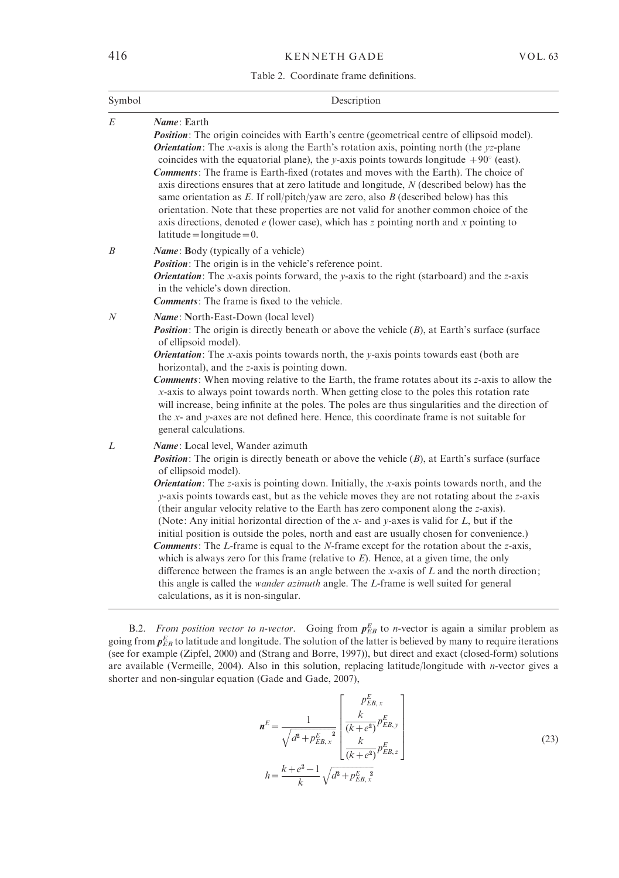Table 2. Coordinate frame definitions.

| Symbol | Description |
|---|---|
| $E$ | ***Name***: **E**arth<br>***Position***: The origin coincides with Earth's centre (geometrical centre of ellipsoid model).<br>***Orientation***: The $x$-axis is along the Earth's rotation axis, pointing north (the $yz$-plane coincides with the equatorial plane), the $y$-axis points towards longitude $+90°$ (east).<br>***Comments***: The frame is Earth-fixed (rotates and moves with the Earth). The choice of axis directions ensures that at zero latitude and longitude, $N$ (described below) has the same orientation as $E$. If roll/pitch/yaw are zero, also $B$ (described below) has this orientation. Note that these properties are not valid for another common choice of the axis directions, denoted $e$ (lower case), which has $z$ pointing north and $x$ pointing to latitude = longitude = 0. |
| $B$ | ***Name***: **B**ody (typically of a vehicle)<br>***Position***: The origin is in the vehicle's reference point.<br>***Orientation***: The $x$-axis points forward, the $y$-axis to the right (starboard) and the $z$-axis in the vehicle's down direction.<br>***Comments***: The frame is fixed to the vehicle. |
| $N$ | ***Name***: **N**orth-East-Down (local level)<br>***Position***: The origin is directly beneath or above the vehicle ($B$), at Earth's surface (surface of ellipsoid model).<br>***Orientation***: The $x$-axis points towards north, the $y$-axis points towards east (both are horizontal), and the $z$-axis is pointing down.<br>***Comments***: When moving relative to the Earth, the frame rotates about its $z$-axis to allow the $x$-axis to always point towards north. When getting close to the poles this rotation rate will increase, being infinite at the poles. The poles are thus singularities and the direction of the $x$- and $y$-axes are not defined here. Hence, this coordinate frame is not suitable for general calculations. |
| $L$ | ***Name***: **L**ocal level, Wander azimuth<br>***Position***: The origin is directly beneath or above the vehicle ($B$), at Earth's surface (surface of ellipsoid model).<br>***Orientation***: The $z$-axis is pointing down. Initially, the $x$-axis points towards north, and the $y$-axis points towards east, but as the vehicle moves they are not rotating about the $z$-axis (their angular velocity relative to the Earth has zero component along the $z$-axis). (Note: Any initial horizontal direction of the $x$- and $y$-axes is valid for $L$, but if the initial position is outside the poles, north and east are usually chosen for convenience.)<br>***Comments***: The $L$-frame is equal to the $N$-frame except for the rotation about the $z$-axis, which is always zero for this frame (relative to $E$). Hence, at a given time, the only difference between the frames is an angle between the $x$-axis of $L$ and the north direction; this angle is called the *wander azimuth* angle. The $L$-frame is well suited for general calculations, as it is non-singular. |

B.2. *From position vector to n-vector*. Going from $\boldsymbol{p}_{EB}^{E}$ to *n*-vector is again a similar problem as going from $\boldsymbol{p}_{EB}^{E}$ to latitude and longitude. The solution of the latter is believed by many to require iterations (see for example (Zipfel, 2000) and (Strang and Borre, 1997)), but direct and exact (closed-form) solutions are available (Vermeille, 2004). Also in this solution, replacing latitude/longitude with *n*-vector gives a shorter and non-singular equation (Gade and Gade, 2007),

$$\boldsymbol{n}^{E} = \frac{1}{\sqrt{d^2 + {p_{EB,x}^{E}}^2}} \begin{bmatrix} p_{EB,x}^{E} \\ \dfrac{k}{(k+e^2)} p_{EB,y}^{E} \\ \dfrac{k}{(k+e^2)} p_{EB,z}^{E} \end{bmatrix}$$

$$h = \frac{k + e^2 - 1}{k} \sqrt{d^2 + {p_{EB,x}^{E}}^2} \tag{23}$$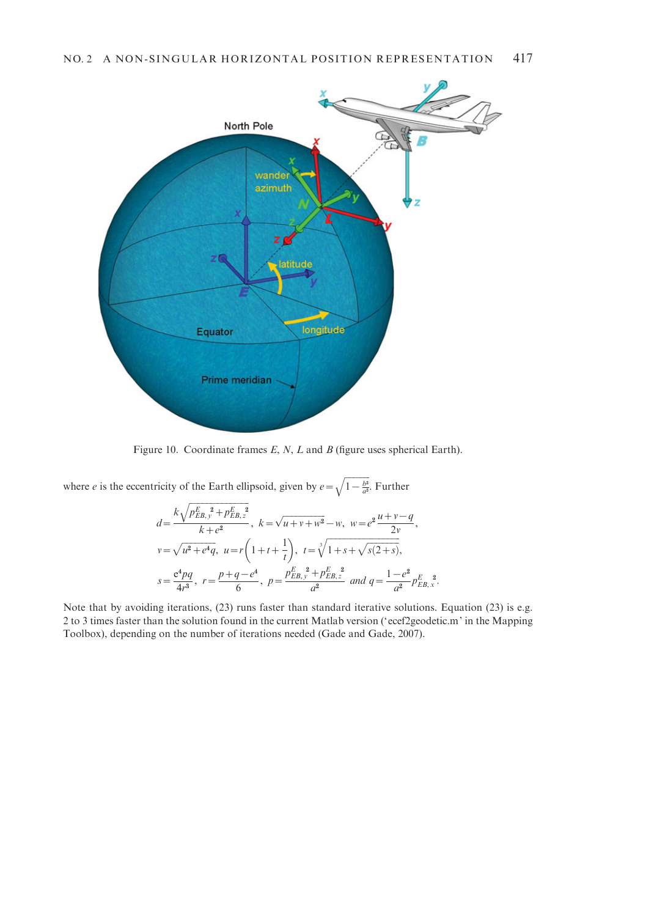North Pole

wander azimuth

latitude

longitude

Equator

Prime meridian

Figure 10. Coordinate frames $E$, $N$, $L$ and $B$ (figure uses spherical Earth).

where $e$ is the eccentricity of the Earth ellipsoid, given by $e=\sqrt{1-\frac{b^2}{a^2}}$. Further

$$d=\frac{k\sqrt{p_{EB,y}^{E}{}^{2}+p_{EB,z}^{E}{}^{2}}}{k+e^2},\ k=\sqrt{u+v+w^2}-w,\ w=e^2\frac{u+v-q}{2v},$$

$$v=\sqrt{u^2+e^4q},\ u=r\left(1+t+\frac{1}{t}\right),\ t=\sqrt[3]{1+s+\sqrt{s(2+s)}},$$

$$s=\frac{e^4pq}{4r^3},\ r=\frac{p+q-e^4}{6},\ p=\frac{p_{EB,y}^{E}{}^{2}+p_{EB,z}^{E}{}^{2}}{a^2}\ \textit{and}\ q=\frac{1-e^2}{a^2}p_{EB,x}^{E}{}^{2}.$$

Note that by avoiding iterations, (23) runs faster than standard iterative solutions. Equation (23) is e.g. 2 to 3 times faster than the solution found in the current Matlab version ('ecef2geodetic.m' in the Mapping Toolbox), depending on the number of iterations needed (Gade and Gade, 2007).